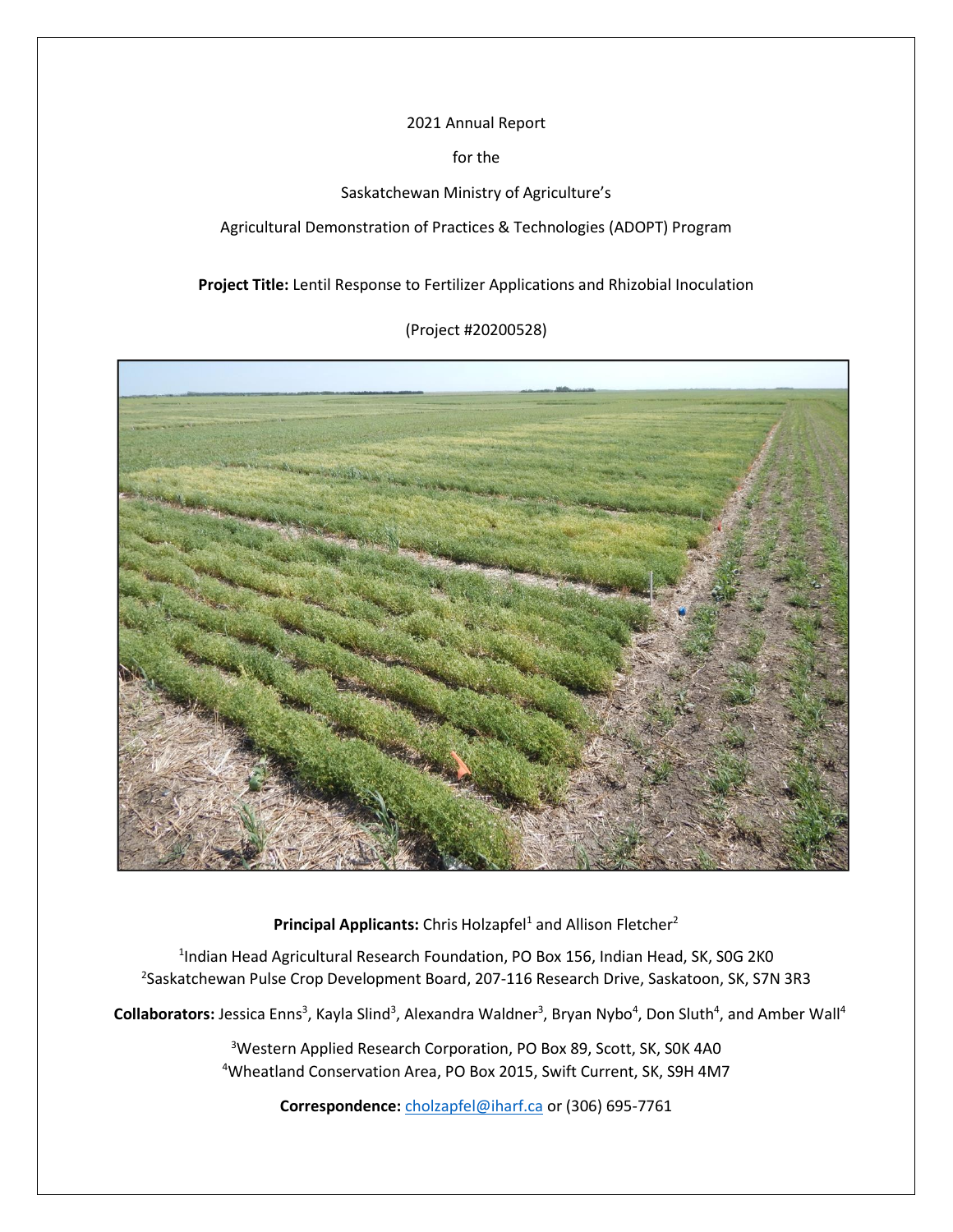2021 Annual Report

for the

Saskatchewan Ministry of Agriculture's

Agricultural Demonstration of Practices & Technologies (ADOPT) Program

**Project Title:** Lentil Response to Fertilizer Applications and Rhizobial Inoculation

(Project #20200528)

**Principal Applicants:** Chris Holzapfel[1] and Allison Fletcher[2]

[1]Indian Head Agricultural Research Foundation, PO Box 156, Indian Head, SK, S0G 2K0
[2]Saskatchewan Pulse Crop Development Board, 207-116 Research Drive, Saskatoon, SK, S7N 3R3

**Collaborators:** Jessica Enns[3], Kayla Slind[3], Alexandra Waldner[3], Bryan Nybo[4], Don Sluth[4], and Amber Wall[4]

[3]Western Applied Research Corporation, PO Box 89, Scott, SK, S0K 4A0
[4]Wheatland Conservation Area, PO Box 2015, Swift Current, SK, S9H 4M7

**Correspondence:** cholzapfel@iharf.ca or (306) 695-7761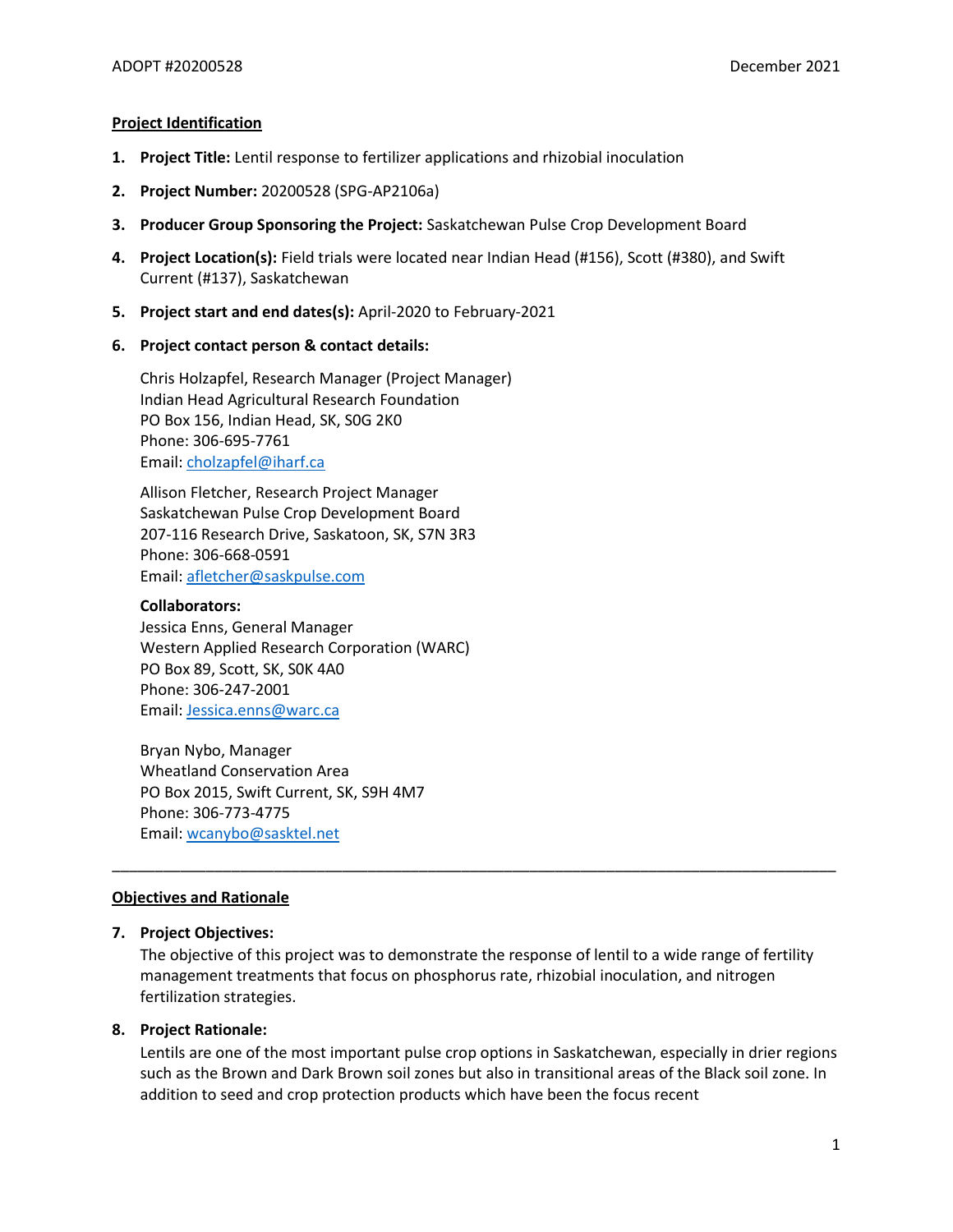## Project Identification

1. **Project Title:** Lentil response to fertilizer applications and rhizobial inoculation

2. **Project Number:** 20200528 (SPG-AP2106a)

3. **Producer Group Sponsoring the Project:** Saskatchewan Pulse Crop Development Board

4. **Project Location(s):** Field trials were located near Indian Head (#156), Scott (#380), and Swift Current (#137), Saskatchewan

5. **Project start and end dates(s):** April-2020 to February-2021

6. **Project contact person & contact details:**

   Chris Holzapfel, Research Manager (Project Manager)
   Indian Head Agricultural Research Foundation
   PO Box 156, Indian Head, SK, S0G 2K0
   Phone: 306-695-7761
   Email: cholzapfel@iharf.ca

   Allison Fletcher, Research Project Manager
   Saskatchewan Pulse Crop Development Board
   207-116 Research Drive, Saskatoon, SK, S7N 3R3
   Phone: 306-668-0591
   Email: afletcher@saskpulse.com

   **Collaborators:**
   Jessica Enns, General Manager
   Western Applied Research Corporation (WARC)
   PO Box 89, Scott, SK, S0K 4A0
   Phone: 306-247-2001
   Email: Jessica.enns@warc.ca

   Bryan Nybo, Manager
   Wheatland Conservation Area
   PO Box 2015, Swift Current, SK, S9H 4M7
   Phone: 306-773-4775
   Email: wcanybo@sasktel.net

---

## Objectives and Rationale

7. **Project Objectives:**
   The objective of this project was to demonstrate the response of lentil to a wide range of fertility management treatments that focus on phosphorus rate, rhizobial inoculation, and nitrogen fertilization strategies.

8. **Project Rationale:**
   Lentils are one of the most important pulse crop options in Saskatchewan, especially in drier regions such as the Brown and Dark Brown soil zones but also in transitional areas of the Black soil zone. In addition to seed and crop protection products which have been the focus recent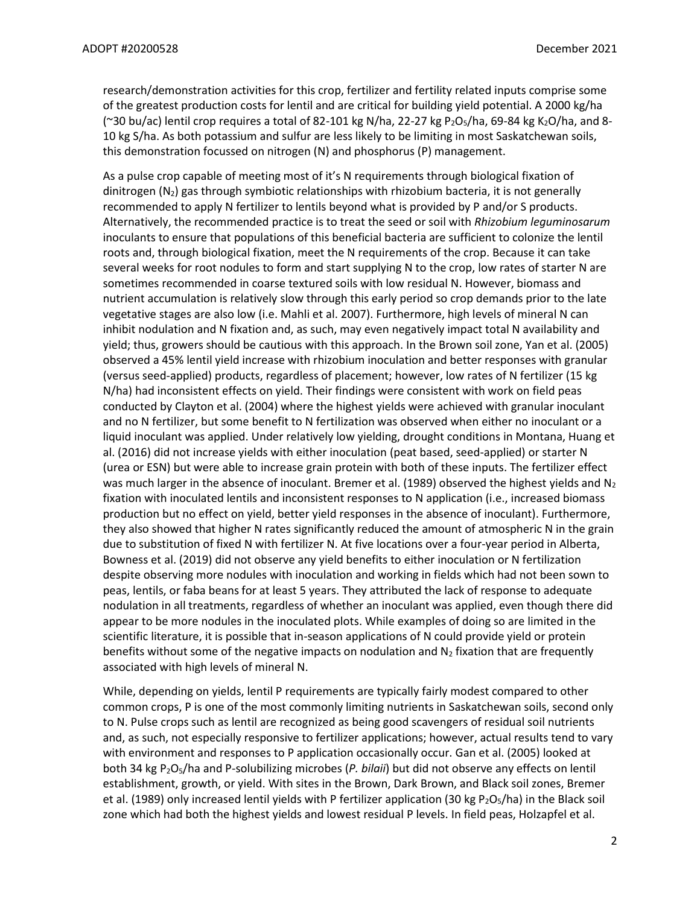research/demonstration activities for this crop, fertilizer and fertility related inputs comprise some of the greatest production costs for lentil and are critical for building yield potential. A 2000 kg/ha (~30 bu/ac) lentil crop requires a total of 82-101 kg N/ha, 22-27 kg $P_2O_5$/ha, 69-84 kg $K_2O$/ha, and 8-10 kg S/ha. As both potassium and sulfur are less likely to be limiting in most Saskatchewan soils, this demonstration focussed on nitrogen (N) and phosphorus (P) management.

As a pulse crop capable of meeting most of it's N requirements through biological fixation of dinitrogen ($N_2$) gas through symbiotic relationships with rhizobium bacteria, it is not generally recommended to apply N fertilizer to lentils beyond what is provided by P and/or S products. Alternatively, the recommended practice is to treat the seed or soil with *Rhizobium leguminosarum* inoculants to ensure that populations of this beneficial bacteria are sufficient to colonize the lentil roots and, through biological fixation, meet the N requirements of the crop. Because it can take several weeks for root nodules to form and start supplying N to the crop, low rates of starter N are sometimes recommended in coarse textured soils with low residual N. However, biomass and nutrient accumulation is relatively slow through this early period so crop demands prior to the late vegetative stages are also low (i.e. Mahli et al. 2007). Furthermore, high levels of mineral N can inhibit nodulation and N fixation and, as such, may even negatively impact total N availability and yield; thus, growers should be cautious with this approach. In the Brown soil zone, Yan et al. (2005) observed a 45% lentil yield increase with rhizobium inoculation and better responses with granular (versus seed-applied) products, regardless of placement; however, low rates of N fertilizer (15 kg N/ha) had inconsistent effects on yield. Their findings were consistent with work on field peas conducted by Clayton et al. (2004) where the highest yields were achieved with granular inoculant and no N fertilizer, but some benefit to N fertilization was observed when either no inoculant or a liquid inoculant was applied. Under relatively low yielding, drought conditions in Montana, Huang et al. (2016) did not increase yields with either inoculation (peat based, seed-applied) or starter N (urea or ESN) but were able to increase grain protein with both of these inputs. The fertilizer effect was much larger in the absence of inoculant. Bremer et al. (1989) observed the highest yields and $N_2$ fixation with inoculated lentils and inconsistent responses to N application (i.e., increased biomass production but no effect on yield, better yield responses in the absence of inoculant). Furthermore, they also showed that higher N rates significantly reduced the amount of atmospheric N in the grain due to substitution of fixed N with fertilizer N. At five locations over a four-year period in Alberta, Bowness et al. (2019) did not observe any yield benefits to either inoculation or N fertilization despite observing more nodules with inoculation and working in fields which had not been sown to peas, lentils, or faba beans for at least 5 years. They attributed the lack of response to adequate nodulation in all treatments, regardless of whether an inoculant was applied, even though there did appear to be more nodules in the inoculated plots. While examples of doing so are limited in the scientific literature, it is possible that in-season applications of N could provide yield or protein benefits without some of the negative impacts on nodulation and $N_2$ fixation that are frequently associated with high levels of mineral N.

While, depending on yields, lentil P requirements are typically fairly modest compared to other common crops, P is one of the most commonly limiting nutrients in Saskatchewan soils, second only to N. Pulse crops such as lentil are recognized as being good scavengers of residual soil nutrients and, as such, not especially responsive to fertilizer applications; however, actual results tend to vary with environment and responses to P application occasionally occur. Gan et al. (2005) looked at both 34 kg $P_2O_5$/ha and P-solubilizing microbes (*P. bilaii*) but did not observe any effects on lentil establishment, growth, or yield. With sites in the Brown, Dark Brown, and Black soil zones, Bremer et al. (1989) only increased lentil yields with P fertilizer application (30 kg $P_2O_5$/ha) in the Black soil zone which had both the highest yields and lowest residual P levels. In field peas, Holzapfel et al.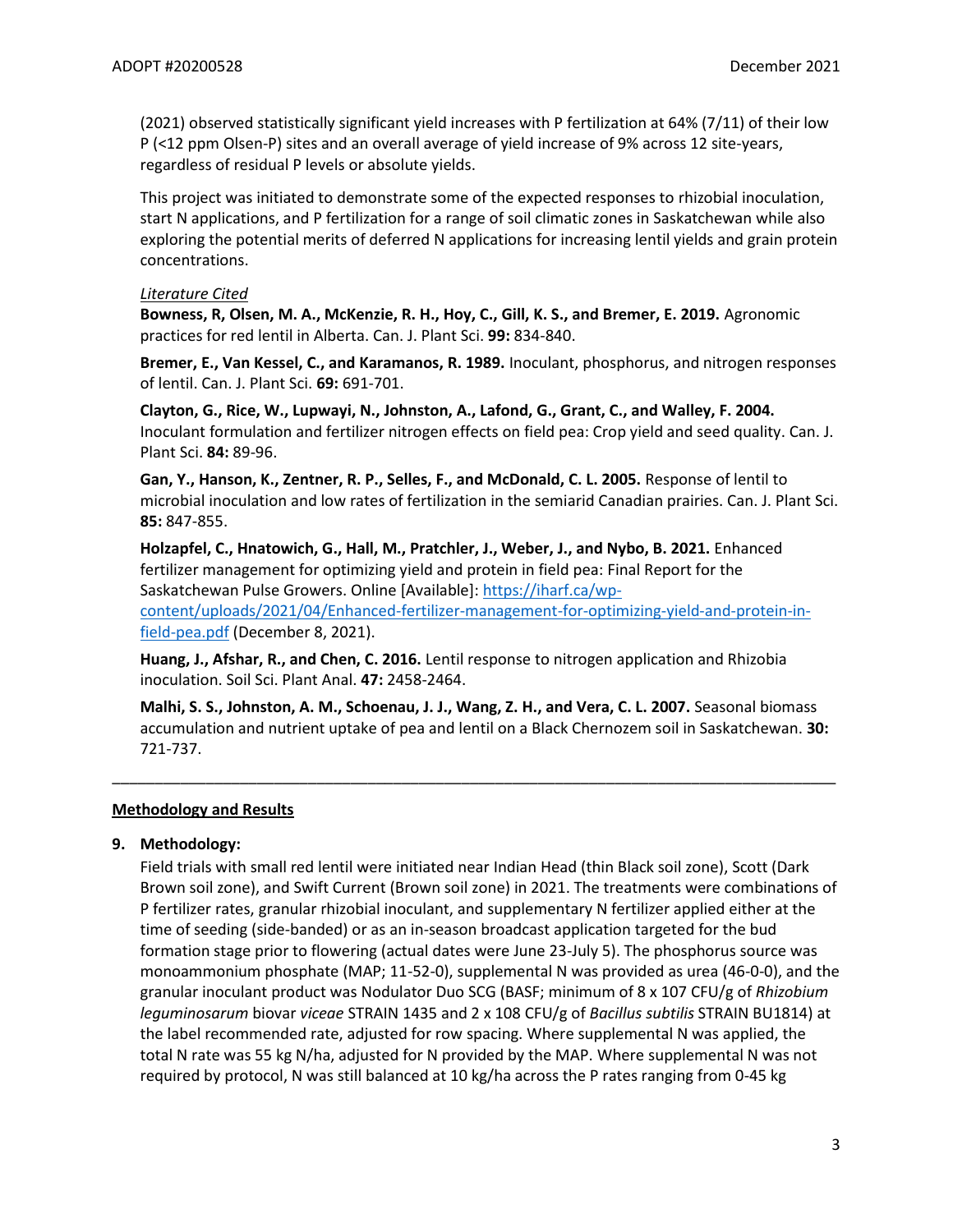(2021) observed statistically significant yield increases with P fertilization at 64% (7/11) of their low P (<12 ppm Olsen-P) sites and an overall average of yield increase of 9% across 12 site-years, regardless of residual P levels or absolute yields.

This project was initiated to demonstrate some of the expected responses to rhizobial inoculation, start N applications, and P fertilization for a range of soil climatic zones in Saskatchewan while also exploring the potential merits of deferred N applications for increasing lentil yields and grain protein concentrations.

*Literature Cited*

**Bowness, R, Olsen, M. A., McKenzie, R. H., Hoy, C., Gill, K. S., and Bremer, E. 2019.** Agronomic practices for red lentil in Alberta. Can. J. Plant Sci. **99:** 834-840.

**Bremer, E., Van Kessel, C., and Karamanos, R. 1989.** Inoculant, phosphorus, and nitrogen responses of lentil. Can. J. Plant Sci. **69:** 691-701.

**Clayton, G., Rice, W., Lupwayi, N., Johnston, A., Lafond, G., Grant, C., and Walley, F. 2004.** Inoculant formulation and fertilizer nitrogen effects on field pea: Crop yield and seed quality. Can. J. Plant Sci. **84:** 89-96.

**Gan, Y., Hanson, K., Zentner, R. P., Selles, F., and McDonald, C. L. 2005.** Response of lentil to microbial inoculation and low rates of fertilization in the semiarid Canadian prairies. Can. J. Plant Sci. **85:** 847-855.

**Holzapfel, C., Hnatowich, G., Hall, M., Pratchler, J., Weber, J., and Nybo, B. 2021.** Enhanced fertilizer management for optimizing yield and protein in field pea: Final Report for the Saskatchewan Pulse Growers. Online [Available]: https://iharf.ca/wp-content/uploads/2021/04/Enhanced-fertilizer-management-for-optimizing-yield-and-protein-in-field-pea.pdf (December 8, 2021).

**Huang, J., Afshar, R., and Chen, C. 2016.** Lentil response to nitrogen application and Rhizobia inoculation. Soil Sci. Plant Anal. **47:** 2458-2464.

**Malhi, S. S., Johnston, A. M., Schoenau, J. J., Wang, Z. H., and Vera, C. L. 2007.** Seasonal biomass accumulation and nutrient uptake of pea and lentil on a Black Chernozem soil in Saskatchewan. **30:** 721-737.

---

## Methodology and Results

**9. Methodology:**

Field trials with small red lentil were initiated near Indian Head (thin Black soil zone), Scott (Dark Brown soil zone), and Swift Current (Brown soil zone) in 2021. The treatments were combinations of P fertilizer rates, granular rhizobial inoculant, and supplementary N fertilizer applied either at the time of seeding (side-banded) or as an in-season broadcast application targeted for the bud formation stage prior to flowering (actual dates were June 23-July 5). The phosphorus source was monoammonium phosphate (MAP; 11-52-0), supplemental N was provided as urea (46-0-0), and the granular inoculant product was Nodulator Duo SCG (BASF; minimum of 8 x $10^7$ CFU/g of *Rhizobium leguminosarum* biovar *viceae* STRAIN 1435 and 2 x $10^8$ CFU/g of *Bacillus subtilis* STRAIN BU1814) at the label recommended rate, adjusted for row spacing. Where supplemental N was applied, the total N rate was 55 kg N/ha, adjusted for N provided by the MAP. Where supplemental N was not required by protocol, N was still balanced at 10 kg/ha across the P rates ranging from 0-45 kg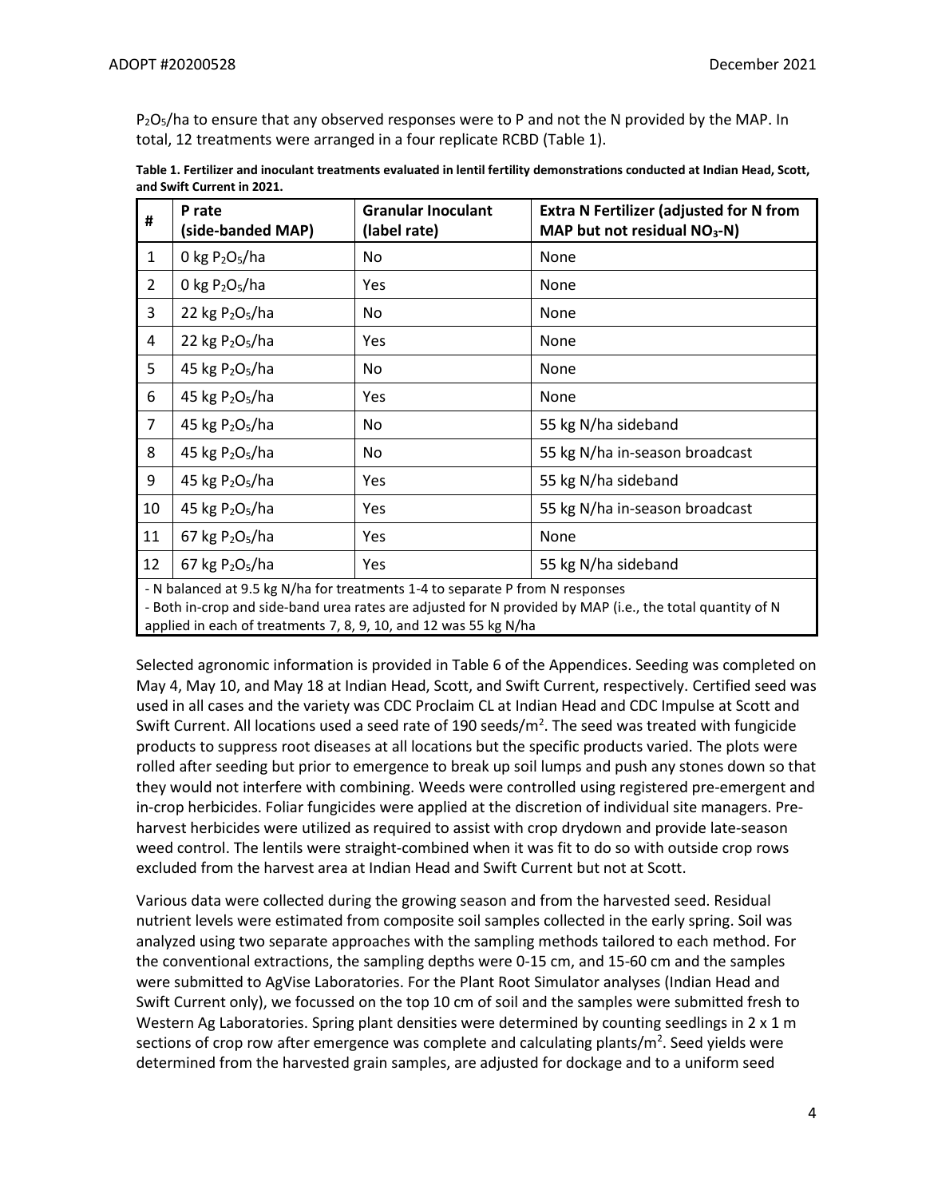$P_2O_5$/ha to ensure that any observed responses were to P and not the N provided by the MAP. In total, 12 treatments were arranged in a four replicate RCBD (Table 1).

**Table 1. Fertilizer and inoculant treatments evaluated in lentil fertility demonstrations conducted at Indian Head, Scott, and Swift Current in 2021.**

| # | P rate (side-banded MAP) | Granular Inoculant (label rate) | Extra N Fertilizer (adjusted for N from MAP but not residual $NO_3$-N) |
|---|---|---|---|
| 1 | 0 kg $P_2O_5$/ha | No | None |
| 2 | 0 kg $P_2O_5$/ha | Yes | None |
| 3 | 22 kg $P_2O_5$/ha | No | None |
| 4 | 22 kg $P_2O_5$/ha | Yes | None |
| 5 | 45 kg $P_2O_5$/ha | No | None |
| 6 | 45 kg $P_2O_5$/ha | Yes | None |
| 7 | 45 kg $P_2O_5$/ha | No | 55 kg N/ha sideband |
| 8 | 45 kg $P_2O_5$/ha | No | 55 kg N/ha in-season broadcast |
| 9 | 45 kg $P_2O_5$/ha | Yes | 55 kg N/ha sideband |
| 10 | 45 kg $P_2O_5$/ha | Yes | 55 kg N/ha in-season broadcast |
| 11 | 67 kg $P_2O_5$/ha | Yes | None |
| 12 | 67 kg $P_2O_5$/ha | Yes | 55 kg N/ha sideband |

- N balanced at 9.5 kg N/ha for treatments 1-4 to separate P from N responses
- Both in-crop and side-band urea rates are adjusted for N provided by MAP (i.e., the total quantity of N applied in each of treatments 7, 8, 9, 10, and 12 was 55 kg N/ha

Selected agronomic information is provided in Table 6 of the Appendices. Seeding was completed on May 4, May 10, and May 18 at Indian Head, Scott, and Swift Current, respectively. Certified seed was used in all cases and the variety was CDC Proclaim CL at Indian Head and CDC Impulse at Scott and Swift Current. All locations used a seed rate of 190 seeds/$m^2$. The seed was treated with fungicide products to suppress root diseases at all locations but the specific products varied. The plots were rolled after seeding but prior to emergence to break up soil lumps and push any stones down so that they would not interfere with combining. Weeds were controlled using registered pre-emergent and in-crop herbicides. Foliar fungicides were applied at the discretion of individual site managers. Pre-harvest herbicides were utilized as required to assist with crop drydown and provide late-season weed control. The lentils were straight-combined when it was fit to do so with outside crop rows excluded from the harvest area at Indian Head and Swift Current but not at Scott.

Various data were collected during the growing season and from the harvested seed. Residual nutrient levels were estimated from composite soil samples collected in the early spring. Soil was analyzed using two separate approaches with the sampling methods tailored to each method. For the conventional extractions, the sampling depths were 0-15 cm, and 15-60 cm and the samples were submitted to AgVise Laboratories. For the Plant Root Simulator analyses (Indian Head and Swift Current only), we focussed on the top 10 cm of soil and the samples were submitted fresh to Western Ag Laboratories. Spring plant densities were determined by counting seedlings in 2 x 1 m sections of crop row after emergence was complete and calculating plants/$m^2$. Seed yields were determined from the harvested grain samples, are adjusted for dockage and to a uniform seed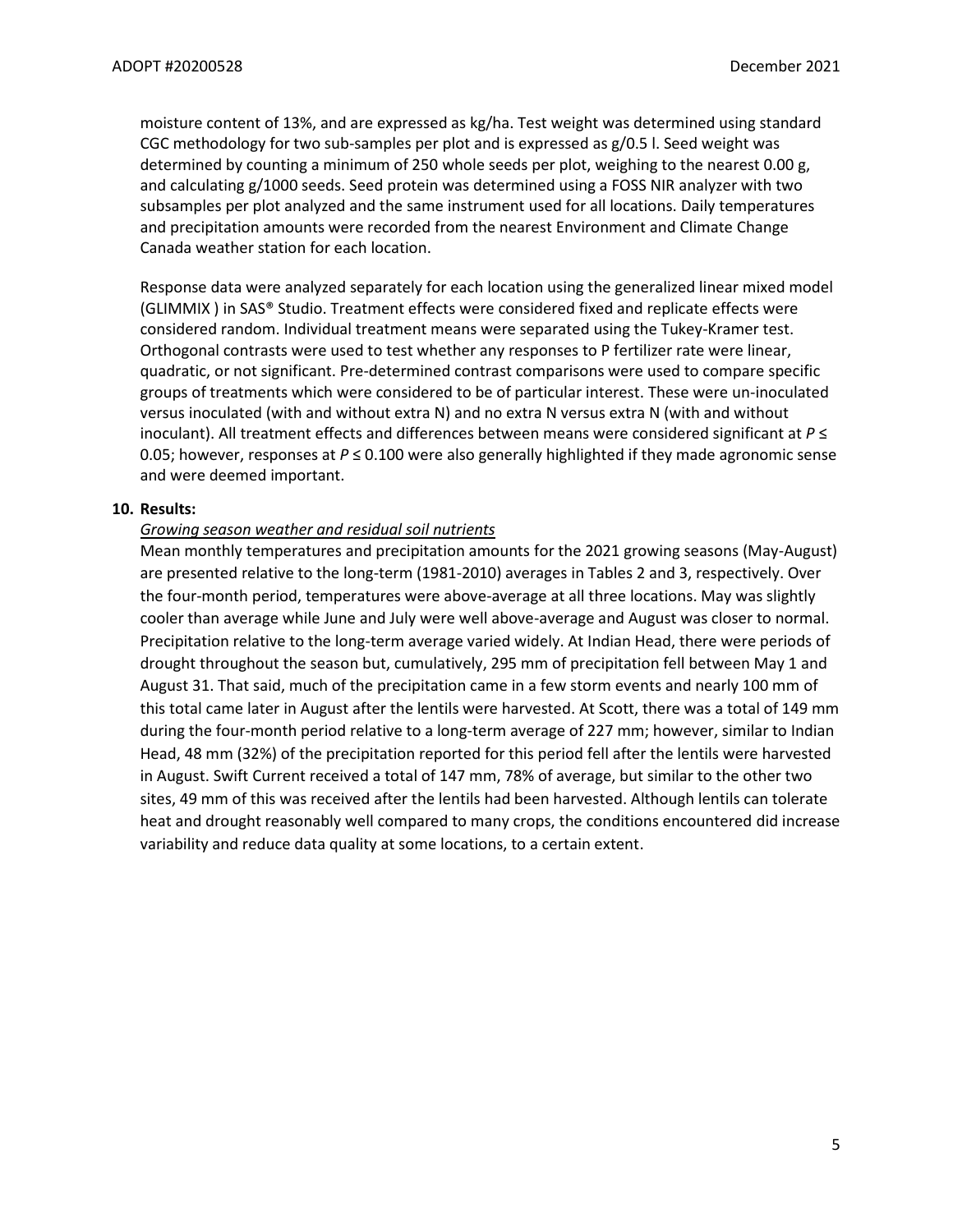moisture content of 13%, and are expressed as kg/ha. Test weight was determined using standard CGC methodology for two sub-samples per plot and is expressed as g/0.5 l. Seed weight was determined by counting a minimum of 250 whole seeds per plot, weighing to the nearest 0.00 g, and calculating g/1000 seeds. Seed protein was determined using a FOSS NIR analyzer with two subsamples per plot analyzed and the same instrument used for all locations. Daily temperatures and precipitation amounts were recorded from the nearest Environment and Climate Change Canada weather station for each location.

Response data were analyzed separately for each location using the generalized linear mixed model (GLIMMIX ) in SAS® Studio. Treatment effects were considered fixed and replicate effects were considered random. Individual treatment means were separated using the Tukey-Kramer test. Orthogonal contrasts were used to test whether any responses to P fertilizer rate were linear, quadratic, or not significant. Pre-determined contrast comparisons were used to compare specific groups of treatments which were considered to be of particular interest. These were un-inoculated versus inoculated (with and without extra N) and no extra N versus extra N (with and without inoculant). All treatment effects and differences between means were considered significant at $P \leq 0.05$; however, responses at $P \leq 0.100$ were also generally highlighted if they made agronomic sense and were deemed important.

**10. Results:**

*Growing season weather and residual soil nutrients*

Mean monthly temperatures and precipitation amounts for the 2021 growing seasons (May-August) are presented relative to the long-term (1981-2010) averages in Tables 2 and 3, respectively. Over the four-month period, temperatures were above-average at all three locations. May was slightly cooler than average while June and July were well above-average and August was closer to normal. Precipitation relative to the long-term average varied widely. At Indian Head, there were periods of drought throughout the season but, cumulatively, 295 mm of precipitation fell between May 1 and August 31. That said, much of the precipitation came in a few storm events and nearly 100 mm of this total came later in August after the lentils were harvested. At Scott, there was a total of 149 mm during the four-month period relative to a long-term average of 227 mm; however, similar to Indian Head, 48 mm (32%) of the precipitation reported for this period fell after the lentils were harvested in August. Swift Current received a total of 147 mm, 78% of average, but similar to the other two sites, 49 mm of this was received after the lentils had been harvested. Although lentils can tolerate heat and drought reasonably well compared to many crops, the conditions encountered did increase variability and reduce data quality at some locations, to a certain extent.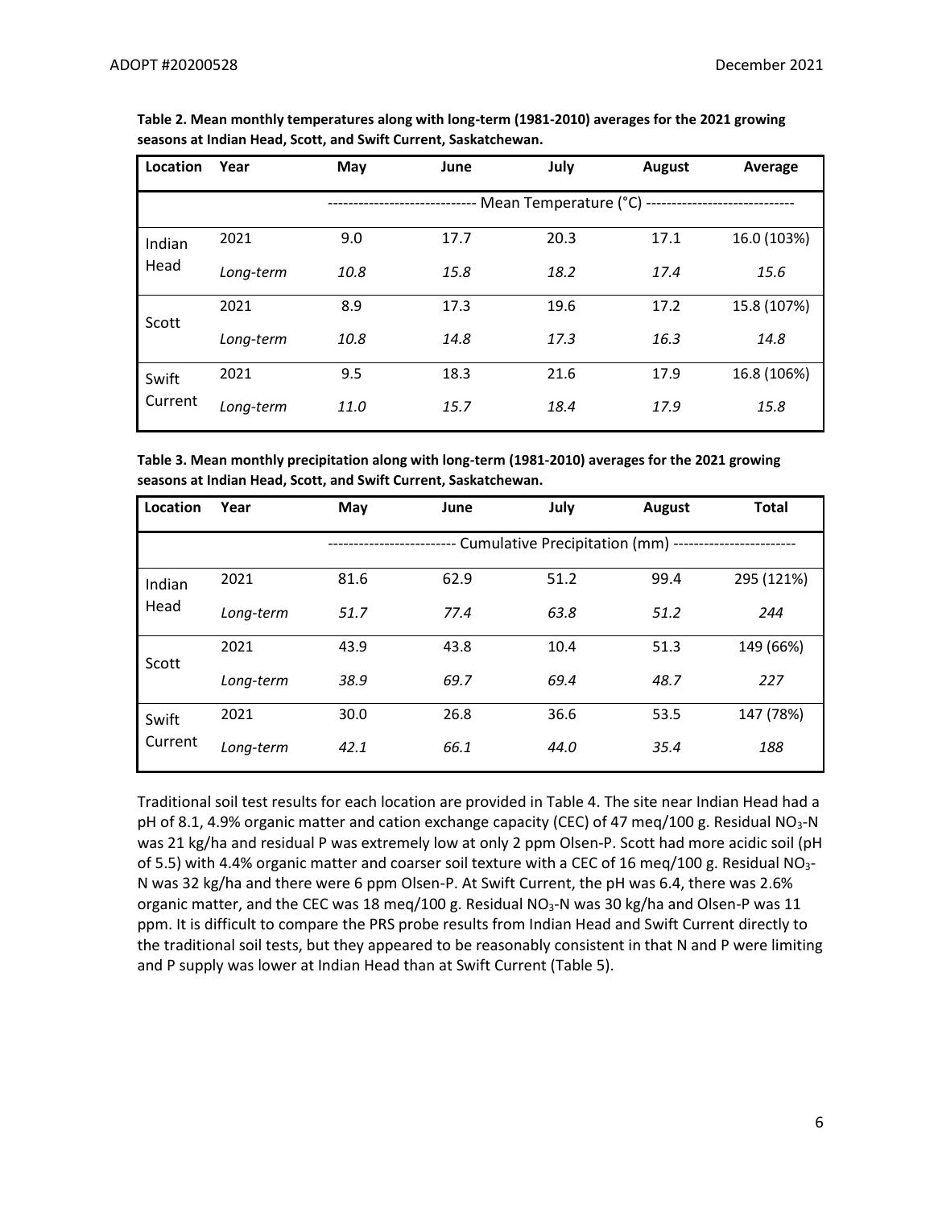**Table 2. Mean monthly temperatures along with long-term (1981-2010) averages for the 2021 growing seasons at Indian Head, Scott, and Swift Current, Saskatchewan.**

| Location | Year | May | June | July | August | Average |
|---|---|---|---|---|---|---|
| | | ---------------------------- Mean Temperature (°C) ---------------------------- | | | | |
| Indian Head | 2021 | 9.0 | 17.7 | 20.3 | 17.1 | 16.0 (103%) |
| | *Long-term* | *10.8* | *15.8* | *18.2* | *17.4* | *15.6* |
| Scott | 2021 | 8.9 | 17.3 | 19.6 | 17.2 | 15.8 (107%) |
| | *Long-term* | *10.8* | *14.8* | *17.3* | *16.3* | *14.8* |
| Swift Current | 2021 | 9.5 | 18.3 | 21.6 | 17.9 | 16.8 (106%) |
| | *Long-term* | *11.0* | *15.7* | *18.4* | *17.9* | *15.8* |

**Table 3. Mean monthly precipitation along with long-term (1981-2010) averages for the 2021 growing seasons at Indian Head, Scott, and Swift Current, Saskatchewan.**

| Location | Year | May | June | July | August | Total |
|---|---|---|---|---|---|---|
| | | ------------------------ Cumulative Precipitation (mm) ------------------------ | | | | |
| Indian Head | 2021 | 81.6 | 62.9 | 51.2 | 99.4 | 295 (121%) |
| | *Long-term* | *51.7* | *77.4* | *63.8* | *51.2* | *244* |
| Scott | 2021 | 43.9 | 43.8 | 10.4 | 51.3 | 149 (66%) |
| | *Long-term* | *38.9* | *69.7* | *69.4* | *48.7* | *227* |
| Swift Current | 2021 | 30.0 | 26.8 | 36.6 | 53.5 | 147 (78%) |
| | *Long-term* | *42.1* | *66.1* | *44.0* | *35.4* | *188* |

Traditional soil test results for each location are provided in Table 4. The site near Indian Head had a pH of 8.1, 4.9% organic matter and cation exchange capacity (CEC) of 47 meq/100 g. Residual $NO_3$-N was 21 kg/ha and residual P was extremely low at only 2 ppm Olsen-P. Scott had more acidic soil (pH of 5.5) with 4.4% organic matter and coarser soil texture with a CEC of 16 meq/100 g. Residual $NO_3$-N was 32 kg/ha and there were 6 ppm Olsen-P. At Swift Current, the pH was 6.4, there was 2.6% organic matter, and the CEC was 18 meq/100 g. Residual $NO_3$-N was 30 kg/ha and Olsen-P was 11 ppm. It is difficult to compare the PRS probe results from Indian Head and Swift Current directly to the traditional soil tests, but they appeared to be reasonably consistent in that N and P were limiting and P supply was lower at Indian Head than at Swift Current (Table 5).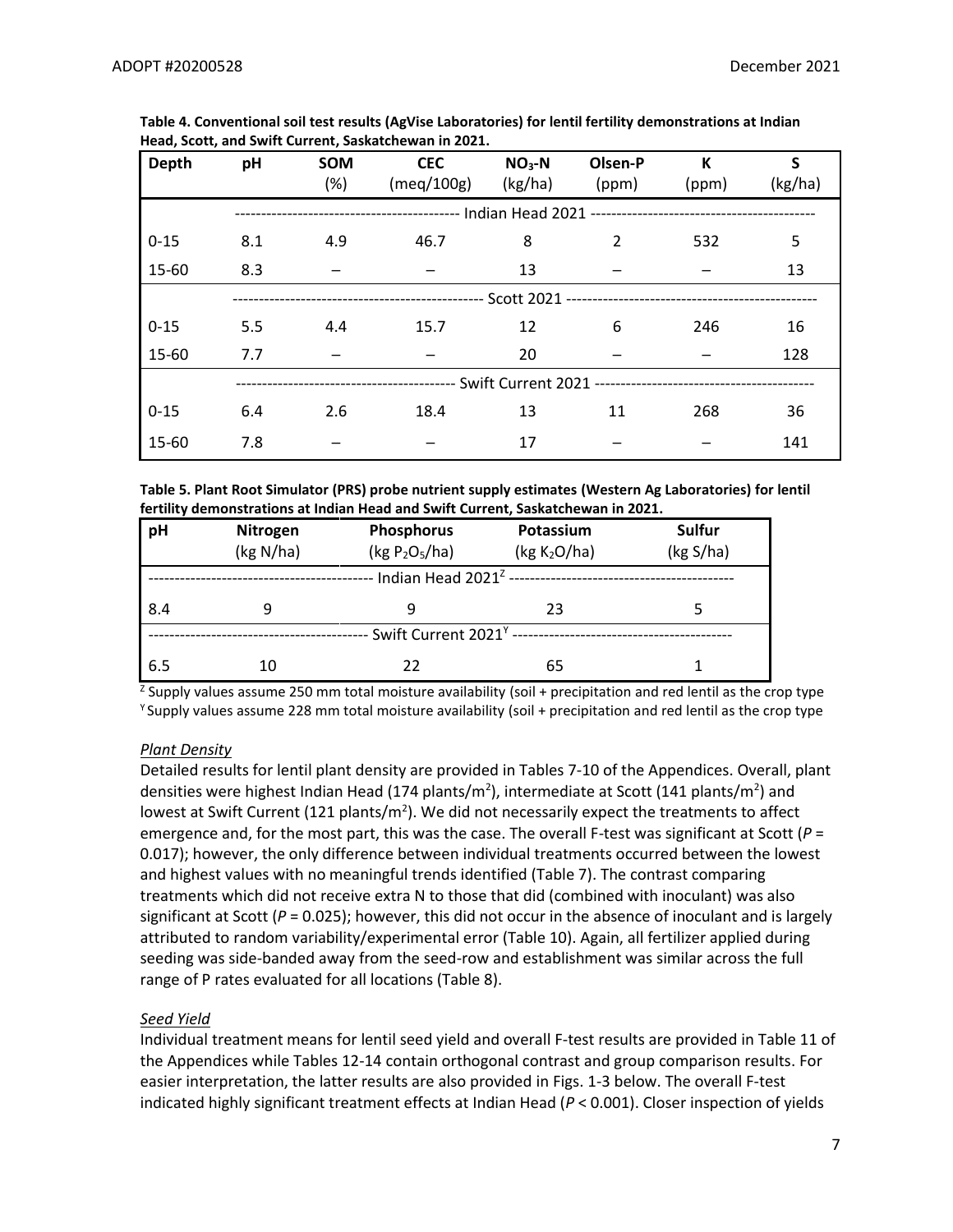**Table 4. Conventional soil test results (AgVise Laboratories) for lentil fertility demonstrations at Indian Head, Scott, and Swift Current, Saskatchewan in 2021.**

| Depth | pH | SOM (%) | CEC (meq/100g) | $NO_3$-N (kg/ha) | Olsen-P (ppm) | K (ppm) | S (kg/ha) |
|---|---|---|---|---|---|---|---|
| | ---------- Indian Head 2021 ---------- | | | | | | |
| 0-15 | 8.1 | 4.9 | 46.7 | 8 | 2 | 532 | 5 |
| 15-60 | 8.3 | – | – | 13 | – | – | 13 |
| | ---------- Scott 2021 ---------- | | | | | | |
| 0-15 | 5.5 | 4.4 | 15.7 | 12 | 6 | 246 | 16 |
| 15-60 | 7.7 | – | – | 20 | – | – | 128 |
| | ---------- Swift Current 2021 ---------- | | | | | | |
| 0-15 | 6.4 | 2.6 | 18.4 | 13 | 11 | 268 | 36 |
| 15-60 | 7.8 | – | – | 17 | – | – | 141 |

**Table 5. Plant Root Simulator (PRS) probe nutrient supply estimates (Western Ag Laboratories) for lentil fertility demonstrations at Indian Head and Swift Current, Saskatchewan in 2021.**

| pH | Nitrogen (kg N/ha) | Phosphorus (kg $P_2O_5$/ha) | Potassium (kg $K_2O$/ha) | Sulfur (kg S/ha) |
|---|---|---|---|---|
| ---------- Indian Head 2021[Z] ---------- | | | | |
| 8.4 | 9 | 9 | 23 | 5 |
| ---------- Swift Current 2021[Y] ---------- | | | | |
| 6.5 | 10 | 22 | 65 | 1 |

[Z] Supply values assume 250 mm total moisture availability (soil + precipitation and red lentil as the crop type
[Y] Supply values assume 228 mm total moisture availability (soil + precipitation and red lentil as the crop type

### *Plant Density*

Detailed results for lentil plant density are provided in Tables 7-10 of the Appendices. Overall, plant densities were highest Indian Head (174 plants/m$^2$), intermediate at Scott (141 plants/m$^2$) and lowest at Swift Current (121 plants/m$^2$). We did not necessarily expect the treatments to affect emergence and, for the most part, this was the case. The overall F-test was significant at Scott ($P$ = 0.017); however, the only difference between individual treatments occurred between the lowest and highest values with no meaningful trends identified (Table 7). The contrast comparing treatments which did not receive extra N to those that did (combined with inoculant) was also significant at Scott ($P$ = 0.025); however, this did not occur in the absence of inoculant and is largely attributed to random variability/experimental error (Table 10). Again, all fertilizer applied during seeding was side-banded away from the seed-row and establishment was similar across the full range of P rates evaluated for all locations (Table 8).

### *Seed Yield*

Individual treatment means for lentil seed yield and overall F-test results are provided in Table 11 of the Appendices while Tables 12-14 contain orthogonal contrast and group comparison results. For easier interpretation, the latter results are also provided in Figs. 1-3 below. The overall F-test indicated highly significant treatment effects at Indian Head ($P$ < 0.001). Closer inspection of yields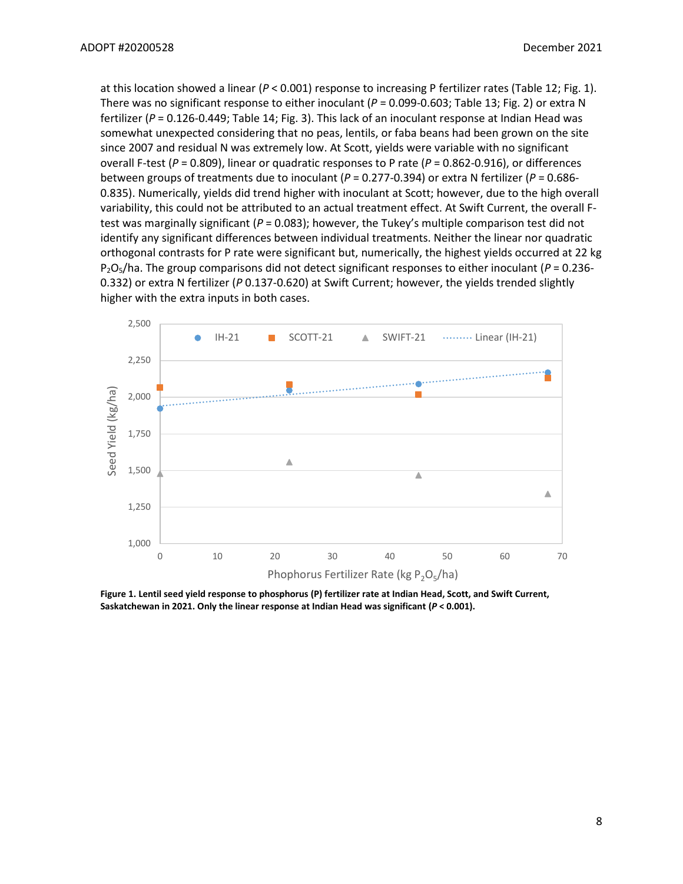at this location showed a linear ($P < 0.001$) response to increasing P fertilizer rates (Table 12; Fig. 1). There was no significant response to either inoculant ($P = 0.099$-$0.603$; Table 13; Fig. 2) or extra N fertilizer ($P = 0.126$-$0.449$; Table 14; Fig. 3). This lack of an inoculant response at Indian Head was somewhat unexpected considering that no peas, lentils, or faba beans had been grown on the site since 2007 and residual N was extremely low. At Scott, yields were variable with no significant overall F-test ($P = 0.809$), linear or quadratic responses to P rate ($P = 0.862$-$0.916$), or differences between groups of treatments due to inoculant ($P = 0.277$-$0.394$) or extra N fertilizer ($P = 0.686$-$0.835$). Numerically, yields did trend higher with inoculant at Scott; however, due to the high overall variability, this could not be attributed to an actual treatment effect. At Swift Current, the overall F-test was marginally significant ($P = 0.083$); however, the Tukey's multiple comparison test did not identify any significant differences between individual treatments. Neither the linear nor quadratic orthogonal contrasts for P rate were significant but, numerically, the highest yields occurred at 22 kg $P_2O_5$/ha. The group comparisons did not detect significant responses to either inoculant ($P = 0.236$-$0.332$) or extra N fertilizer ($P$ 0.137-0.620) at Swift Current; however, the yields trended slightly higher with the extra inputs in both cases.

**Figure 1. Lentil seed yield response to phosphorus (P) fertilizer rate at Indian Head, Scott, and Swift Current, Saskatchewan in 2021. Only the linear response at Indian Head was significant ($P < 0.001$).**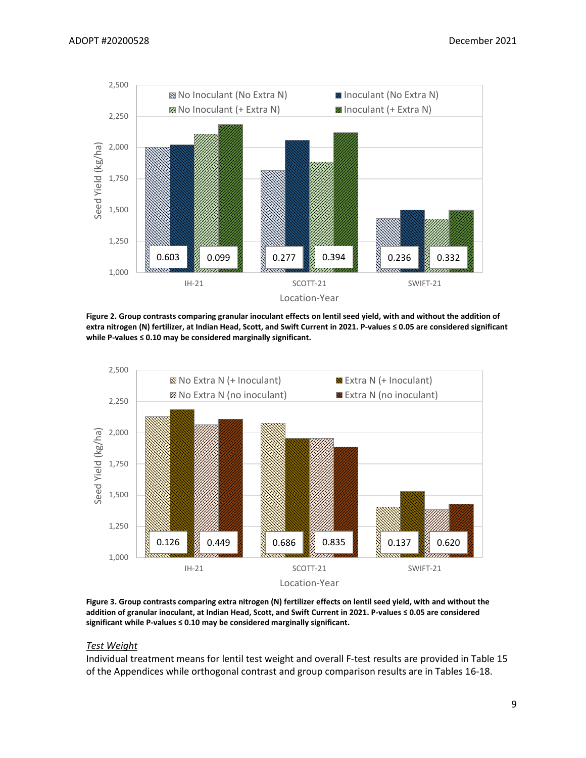Figure 2. Group contrasts comparing granular inoculant effects on lentil seed yield, with and without the addition of extra nitrogen (N) fertilizer, at Indian Head, Scott, and Swift Current in 2021. P-values ≤ 0.05 are considered significant while P-values ≤ 0.10 may be considered marginally significant.

Figure 3. Group contrasts comparing extra nitrogen (N) fertilizer effects on lentil seed yield, with and without the addition of granular inoculant, at Indian Head, Scott, and Swift Current in 2021. P-values ≤ 0.05 are considered significant while P-values ≤ 0.10 may be considered marginally significant.

*Test Weight*

Individual treatment means for lentil test weight and overall F-test results are provided in Table 15 of the Appendices while orthogonal contrast and group comparison results are in Tables 16-18.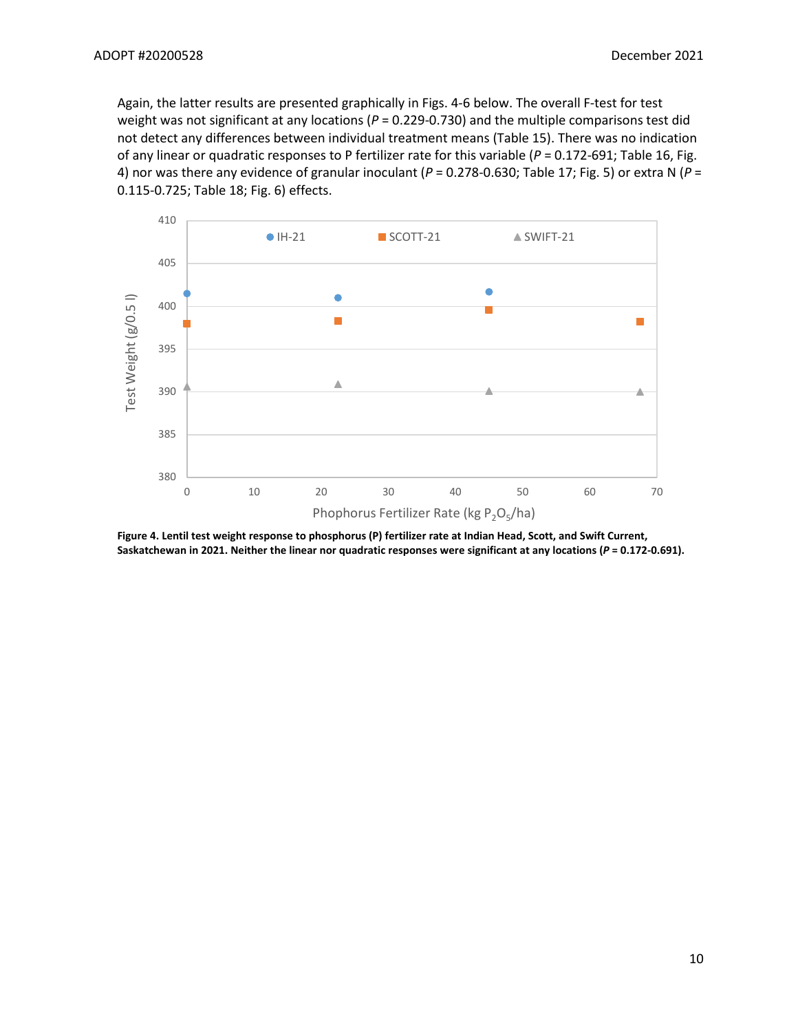Again, the latter results are presented graphically in Figs. 4-6 below. The overall F-test for test weight was not significant at any locations (*P* = 0.229-0.730) and the multiple comparisons test did not detect any differences between individual treatment means (Table 15). There was no indication of any linear or quadratic responses to P fertilizer rate for this variable (*P* = 0.172-691; Table 16, Fig. 4) nor was there any evidence of granular inoculant (*P* = 0.278-0.630; Table 17; Fig. 5) or extra N (*P* = 0.115-0.725; Table 18; Fig. 6) effects.

**Figure 4. Lentil test weight response to phosphorus (P) fertilizer rate at Indian Head, Scott, and Swift Current, Saskatchewan in 2021. Neither the linear nor quadratic responses were significant at any locations (*P* = 0.172-0.691).**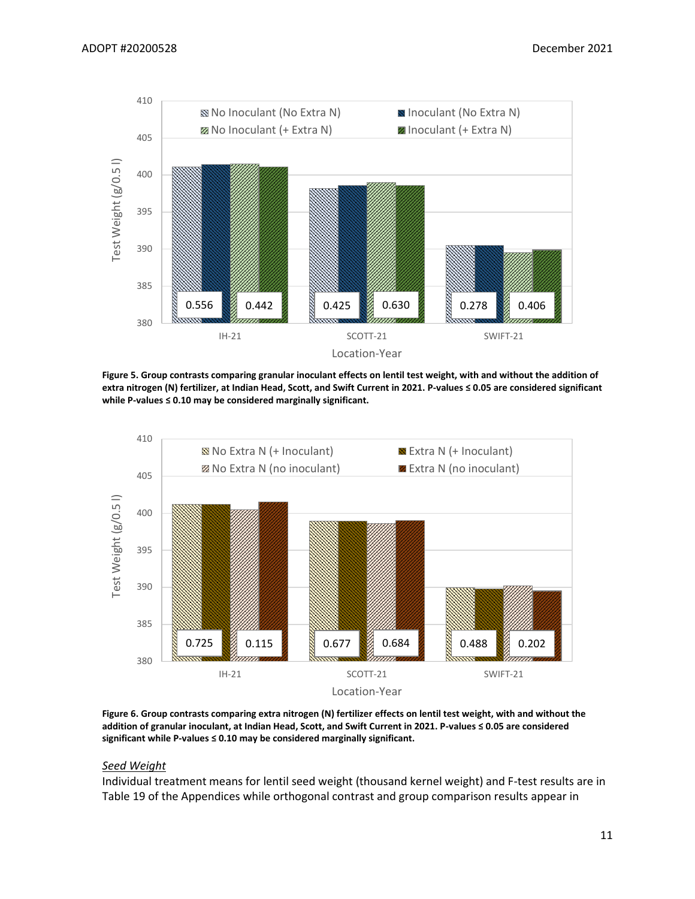**Figure 5. Group contrasts comparing granular inoculant effects on lentil test weight, with and without the addition of extra nitrogen (N) fertilizer, at Indian Head, Scott, and Swift Current in 2021. P-values ≤ 0.05 are considered significant while P-values ≤ 0.10 may be considered marginally significant.**

**Figure 6. Group contrasts comparing extra nitrogen (N) fertilizer effects on lentil test weight, with and without the addition of granular inoculant, at Indian Head, Scott, and Swift Current in 2021. P-values ≤ 0.05 are considered significant while P-values ≤ 0.10 may be considered marginally significant.**

*Seed Weight*

Individual treatment means for lentil seed weight (thousand kernel weight) and F-test results are in Table 19 of the Appendices while orthogonal contrast and group comparison results appear in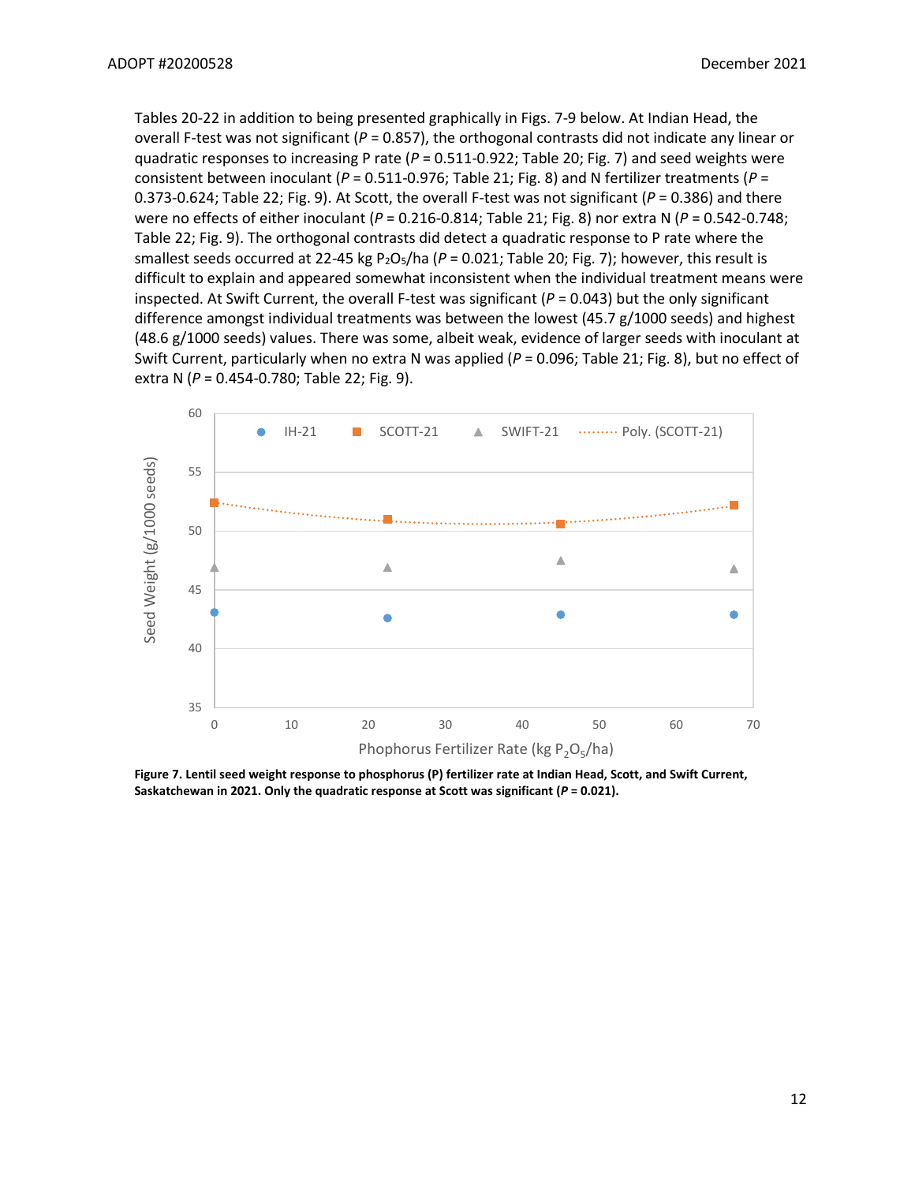Tables 20-22 in addition to being presented graphically in Figs. 7-9 below. At Indian Head, the overall F-test was not significant ($P$ = 0.857), the orthogonal contrasts did not indicate any linear or quadratic responses to increasing P rate ($P$ = 0.511-0.922; Table 20; Fig. 7) and seed weights were consistent between inoculant ($P$ = 0.511-0.976; Table 21; Fig. 8) and N fertilizer treatments ($P$ = 0.373-0.624; Table 22; Fig. 9). At Scott, the overall F-test was not significant ($P$ = 0.386) and there were no effects of either inoculant ($P$ = 0.216-0.814; Table 21; Fig. 8) nor extra N ($P$ = 0.542-0.748; Table 22; Fig. 9). The orthogonal contrasts did detect a quadratic response to P rate where the smallest seeds occurred at 22-45 kg $P_2O_5$/ha ($P$ = 0.021; Table 20; Fig. 7); however, this result is difficult to explain and appeared somewhat inconsistent when the individual treatment means were inspected. At Swift Current, the overall F-test was significant ($P$ = 0.043) but the only significant difference amongst individual treatments was between the lowest (45.7 g/1000 seeds) and highest (48.6 g/1000 seeds) values. There was some, albeit weak, evidence of larger seeds with inoculant at Swift Current, particularly when no extra N was applied ($P$ = 0.096; Table 21; Fig. 8), but no effect of extra N ($P$ = 0.454-0.780; Table 22; Fig. 9).

**Figure 7. Lentil seed weight response to phosphorus (P) fertilizer rate at Indian Head, Scott, and Swift Current, Saskatchewan in 2021. Only the quadratic response at Scott was significant ($P$ = 0.021).**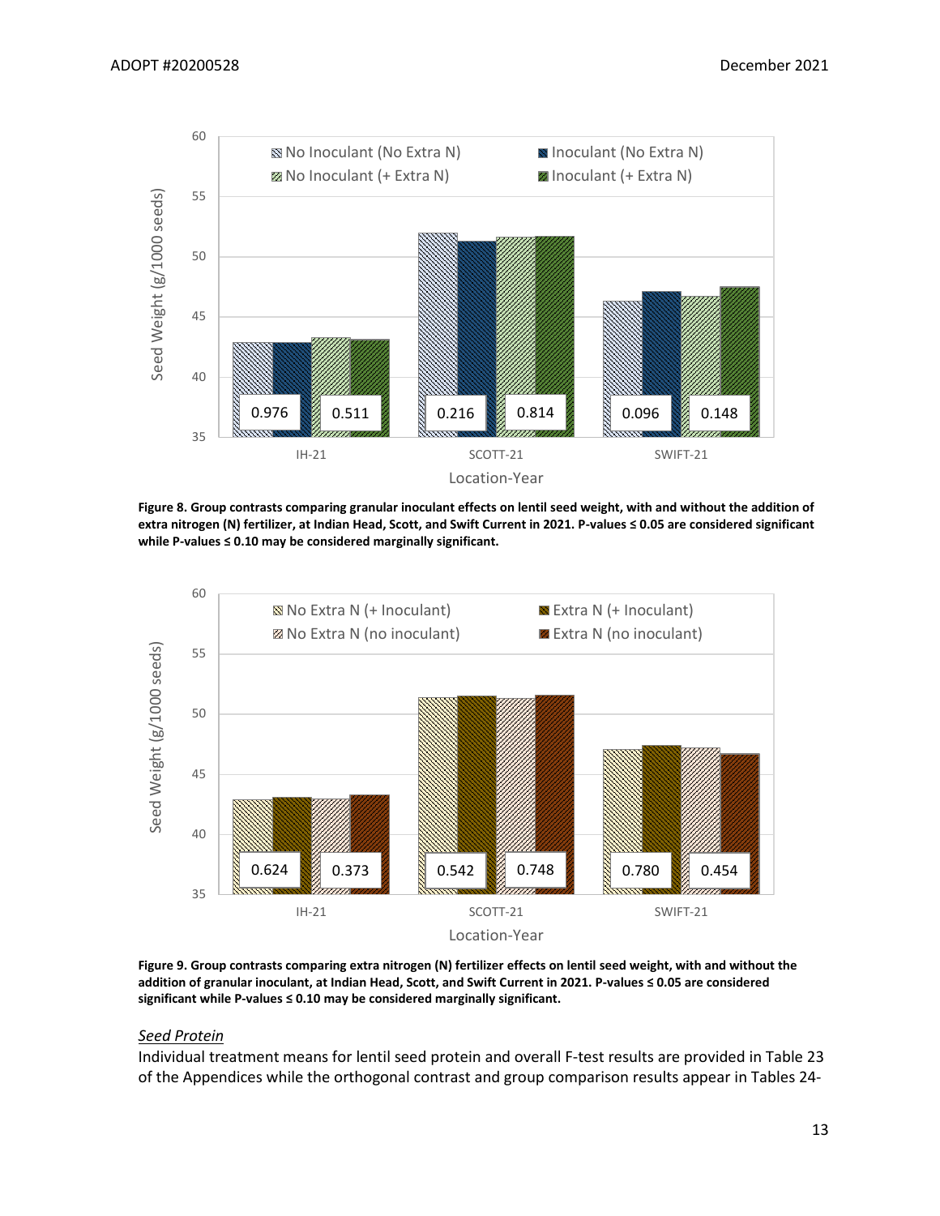**Figure 8. Group contrasts comparing granular inoculant effects on lentil seed weight, with and without the addition of extra nitrogen (N) fertilizer, at Indian Head, Scott, and Swift Current in 2021. P-values ≤ 0.05 are considered significant while P-values ≤ 0.10 may be considered marginally significant.**

**Figure 9. Group contrasts comparing extra nitrogen (N) fertilizer effects on lentil seed weight, with and without the addition of granular inoculant, at Indian Head, Scott, and Swift Current in 2021. P-values ≤ 0.05 are considered significant while P-values ≤ 0.10 may be considered marginally significant.**

*Seed Protein*

Individual treatment means for lentil seed protein and overall F-test results are provided in Table 23 of the Appendices while the orthogonal contrast and group comparison results appear in Tables 24-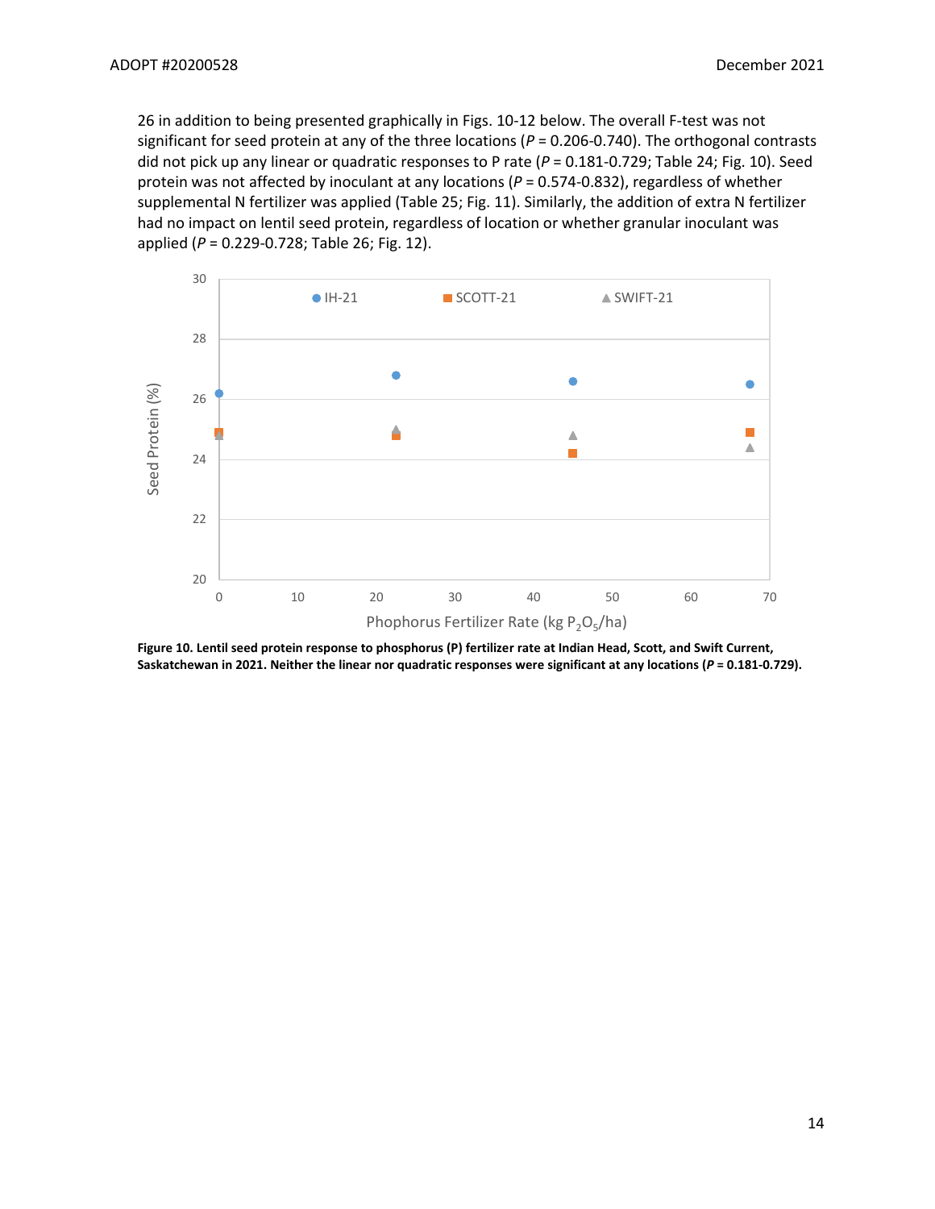26 in addition to being presented graphically in Figs. 10-12 below. The overall F-test was not significant for seed protein at any of the three locations ($P$ = 0.206-0.740). The orthogonal contrasts did not pick up any linear or quadratic responses to P rate ($P$ = 0.181-0.729; Table 24; Fig. 10). Seed protein was not affected by inoculant at any locations ($P$ = 0.574-0.832), regardless of whether supplemental N fertilizer was applied (Table 25; Fig. 11). Similarly, the addition of extra N fertilizer had no impact on lentil seed protein, regardless of location or whether granular inoculant was applied ($P$ = 0.229-0.728; Table 26; Fig. 12).

**Figure 10. Lentil seed protein response to phosphorus (P) fertilizer rate at Indian Head, Scott, and Swift Current, Saskatchewan in 2021. Neither the linear nor quadratic responses were significant at any locations ($P$ = 0.181-0.729).**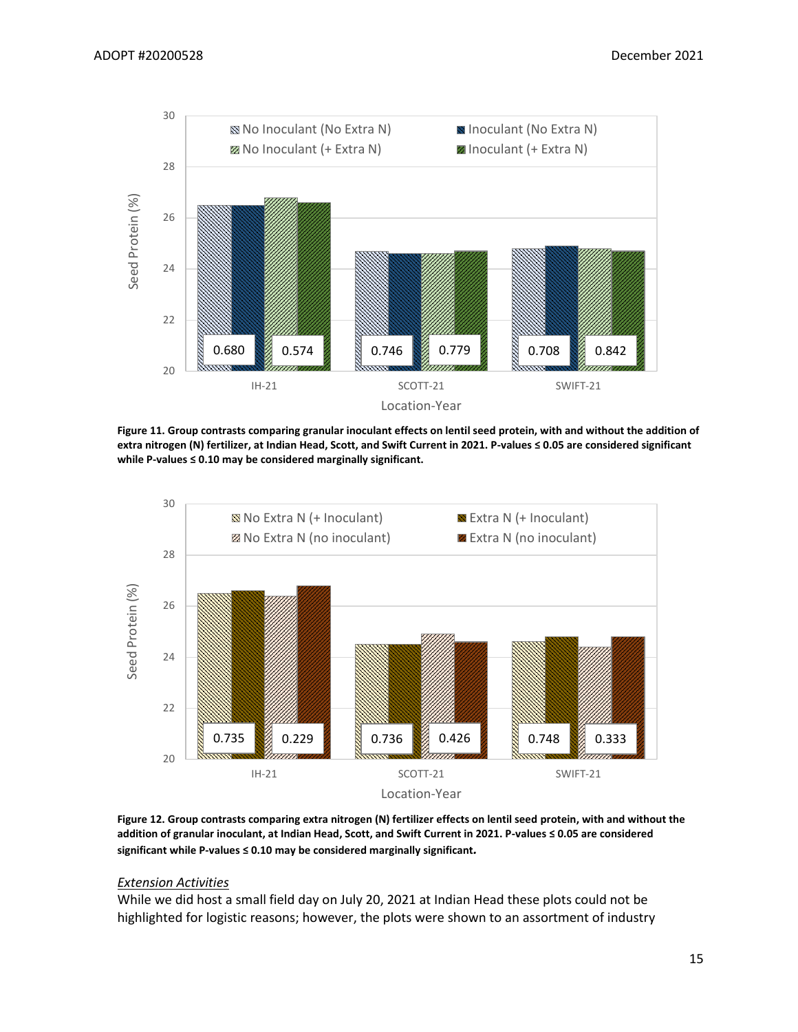**Figure 11. Group contrasts comparing granular inoculant effects on lentil seed protein, with and without the addition of extra nitrogen (N) fertilizer, at Indian Head, Scott, and Swift Current in 2021. P-values ≤ 0.05 are considered significant while P-values ≤ 0.10 may be considered marginally significant.**

**Figure 12. Group contrasts comparing extra nitrogen (N) fertilizer effects on lentil seed protein, with and without the addition of granular inoculant, at Indian Head, Scott, and Swift Current in 2021. P-values ≤ 0.05 are considered significant while P-values ≤ 0.10 may be considered marginally significant.**

*Extension Activities*

While we did host a small field day on July 20, 2021 at Indian Head these plots could not be highlighted for logistic reasons; however, the plots were shown to an assortment of industry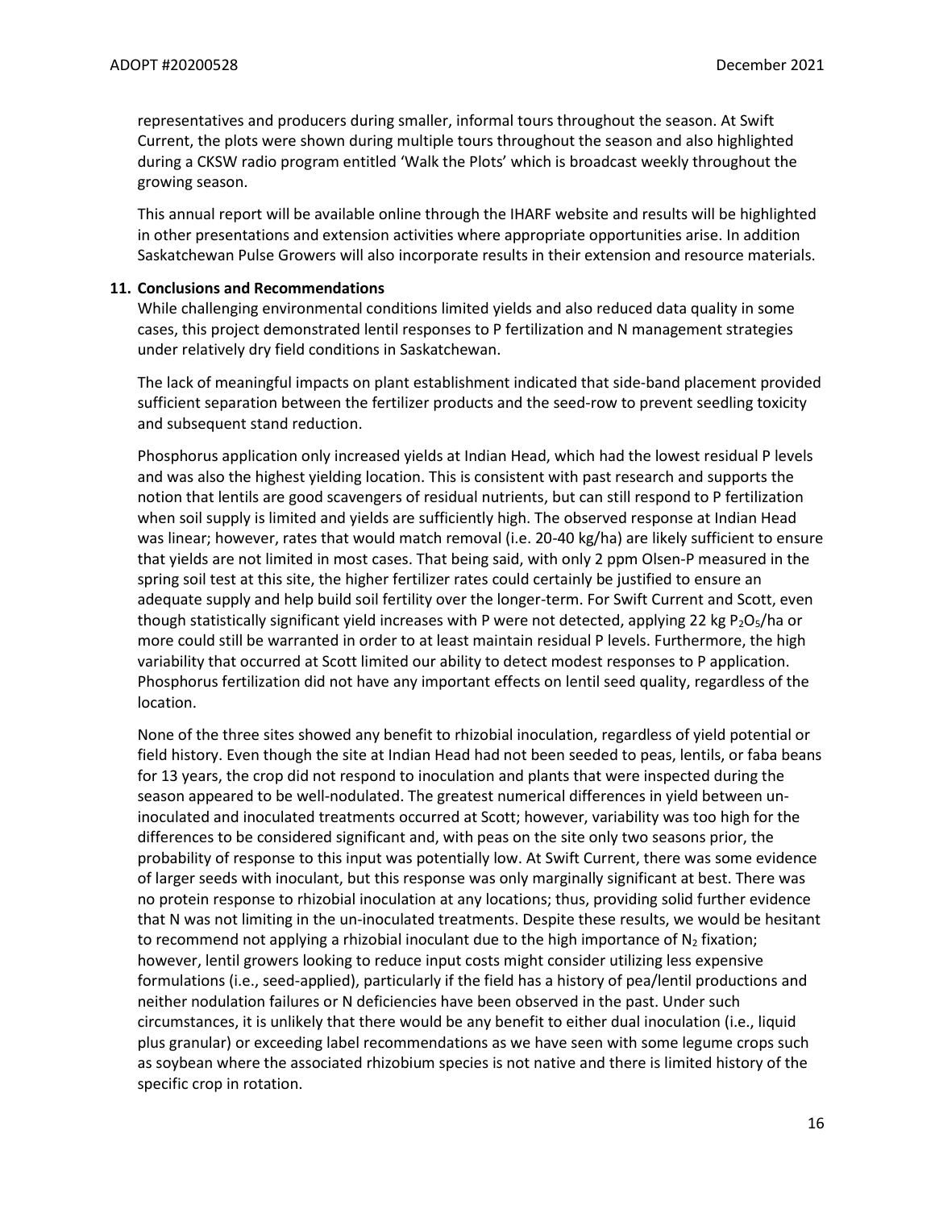representatives and producers during smaller, informal tours throughout the season. At Swift Current, the plots were shown during multiple tours throughout the season and also highlighted during a CKSW radio program entitled 'Walk the Plots' which is broadcast weekly throughout the growing season.

This annual report will be available online through the IHARF website and results will be highlighted in other presentations and extension activities where appropriate opportunities arise. In addition Saskatchewan Pulse Growers will also incorporate results in their extension and resource materials.

## 11. Conclusions and Recommendations

While challenging environmental conditions limited yields and also reduced data quality in some cases, this project demonstrated lentil responses to P fertilization and N management strategies under relatively dry field conditions in Saskatchewan.

The lack of meaningful impacts on plant establishment indicated that side-band placement provided sufficient separation between the fertilizer products and the seed-row to prevent seedling toxicity and subsequent stand reduction.

Phosphorus application only increased yields at Indian Head, which had the lowest residual P levels and was also the highest yielding location. This is consistent with past research and supports the notion that lentils are good scavengers of residual nutrients, but can still respond to P fertilization when soil supply is limited and yields are sufficiently high. The observed response at Indian Head was linear; however, rates that would match removal (i.e. 20-40 kg/ha) are likely sufficient to ensure that yields are not limited in most cases. That being said, with only 2 ppm Olsen-P measured in the spring soil test at this site, the higher fertilizer rates could certainly be justified to ensure an adequate supply and help build soil fertility over the longer-term. For Swift Current and Scott, even though statistically significant yield increases with P were not detected, applying 22 kg $P_2O_5$/ha or more could still be warranted in order to at least maintain residual P levels. Furthermore, the high variability that occurred at Scott limited our ability to detect modest responses to P application. Phosphorus fertilization did not have any important effects on lentil seed quality, regardless of the location.

None of the three sites showed any benefit to rhizobial inoculation, regardless of yield potential or field history. Even though the site at Indian Head had not been seeded to peas, lentils, or faba beans for 13 years, the crop did not respond to inoculation and plants that were inspected during the season appeared to be well-nodulated. The greatest numerical differences in yield between un-inoculated and inoculated treatments occurred at Scott; however, variability was too high for the differences to be considered significant and, with peas on the site only two seasons prior, the probability of response to this input was potentially low. At Swift Current, there was some evidence of larger seeds with inoculant, but this response was only marginally significant at best. There was no protein response to rhizobial inoculation at any locations; thus, providing solid further evidence that N was not limiting in the un-inoculated treatments. Despite these results, we would be hesitant to recommend not applying a rhizobial inoculant due to the high importance of $N_2$ fixation; however, lentil growers looking to reduce input costs might consider utilizing less expensive formulations (i.e., seed-applied), particularly if the field has a history of pea/lentil productions and neither nodulation failures or N deficiencies have been observed in the past. Under such circumstances, it is unlikely that there would be any benefit to either dual inoculation (i.e., liquid plus granular) or exceeding label recommendations as we have seen with some legume crops such as soybean where the associated rhizobium species is not native and there is limited history of the specific crop in rotation.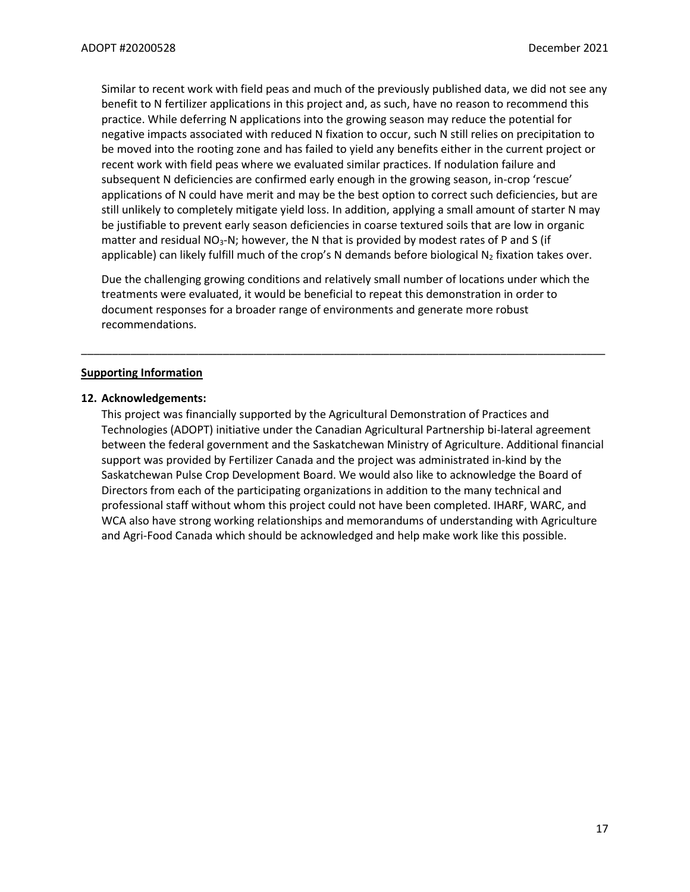Similar to recent work with field peas and much of the previously published data, we did not see any benefit to N fertilizer applications in this project and, as such, have no reason to recommend this practice. While deferring N applications into the growing season may reduce the potential for negative impacts associated with reduced N fixation to occur, such N still relies on precipitation to be moved into the rooting zone and has failed to yield any benefits either in the current project or recent work with field peas where we evaluated similar practices. If nodulation failure and subsequent N deficiencies are confirmed early enough in the growing season, in-crop 'rescue' applications of N could have merit and may be the best option to correct such deficiencies, but are still unlikely to completely mitigate yield loss. In addition, applying a small amount of starter N may be justifiable to prevent early season deficiencies in coarse textured soils that are low in organic matter and residual $NO_3$-N; however, the N that is provided by modest rates of P and S (if applicable) can likely fulfill much of the crop's N demands before biological $N_2$ fixation takes over.

Due the challenging growing conditions and relatively small number of locations under which the treatments were evaluated, it would be beneficial to repeat this demonstration in order to document responses for a broader range of environments and generate more robust recommendations.

---

**Supporting Information**

**12. Acknowledgements:**

This project was financially supported by the Agricultural Demonstration of Practices and Technologies (ADOPT) initiative under the Canadian Agricultural Partnership bi-lateral agreement between the federal government and the Saskatchewan Ministry of Agriculture. Additional financial support was provided by Fertilizer Canada and the project was administrated in-kind by the Saskatchewan Pulse Crop Development Board. We would also like to acknowledge the Board of Directors from each of the participating organizations in addition to the many technical and professional staff without whom this project could not have been completed. IHARF, WARC, and WCA also have strong working relationships and memorandums of understanding with Agriculture and Agri-Food Canada which should be acknowledged and help make work like this possible.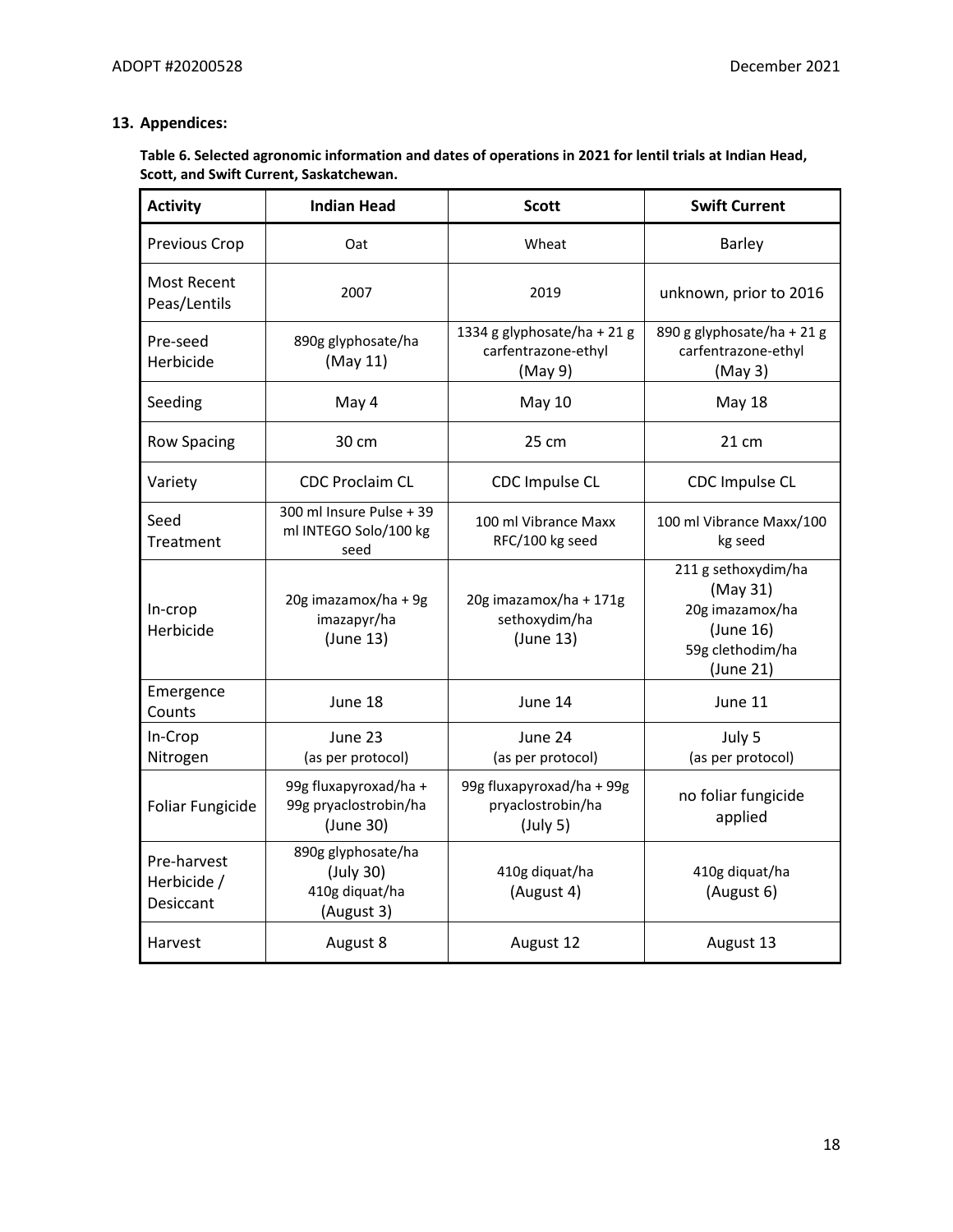## 13. Appendices:

**Table 6. Selected agronomic information and dates of operations in 2021 for lentil trials at Indian Head, Scott, and Swift Current, Saskatchewan.**

| Activity | Indian Head | Scott | Swift Current |
|---|---|---|---|
| Previous Crop | Oat | Wheat | Barley |
| Most Recent Peas/Lentils | 2007 | 2019 | unknown, prior to 2016 |
| Pre-seed Herbicide | 890g glyphosate/ha (May 11) | 1334 g glyphosate/ha + 21 g carfentrazone-ethyl (May 9) | 890 g glyphosate/ha + 21 g carfentrazone-ethyl (May 3) |
| Seeding | May 4 | May 10 | May 18 |
| Row Spacing | 30 cm | 25 cm | 21 cm |
| Variety | CDC Proclaim CL | CDC Impulse CL | CDC Impulse CL |
| Seed Treatment | 300 ml Insure Pulse + 39 ml INTEGO Solo/100 kg seed | 100 ml Vibrance Maxx RFC/100 kg seed | 100 ml Vibrance Maxx/100 kg seed |
| In-crop Herbicide | 20g imazamox/ha + 9g imazapyr/ha (June 13) | 20g imazamox/ha + 171g sethoxydim/ha (June 13) | 211 g sethoxydim/ha (May 31) 20g imazamox/ha (June 16) 59g clethodim/ha (June 21) |
| Emergence Counts | June 18 | June 14 | June 11 |
| In-Crop Nitrogen | June 23 (as per protocol) | June 24 (as per protocol) | July 5 (as per protocol) |
| Foliar Fungicide | 99g fluxapyroxad/ha + 99g pryaclostrobin/ha (June 30) | 99g fluxapyroxad/ha + 99g pryaclostrobin/ha (July 5) | no foliar fungicide applied |
| Pre-harvest Herbicide / Desiccant | 890g glyphosate/ha (July 30) 410g diquat/ha (August 3) | 410g diquat/ha (August 4) | 410g diquat/ha (August 6) |
| Harvest | August 8 | August 12 | August 13 |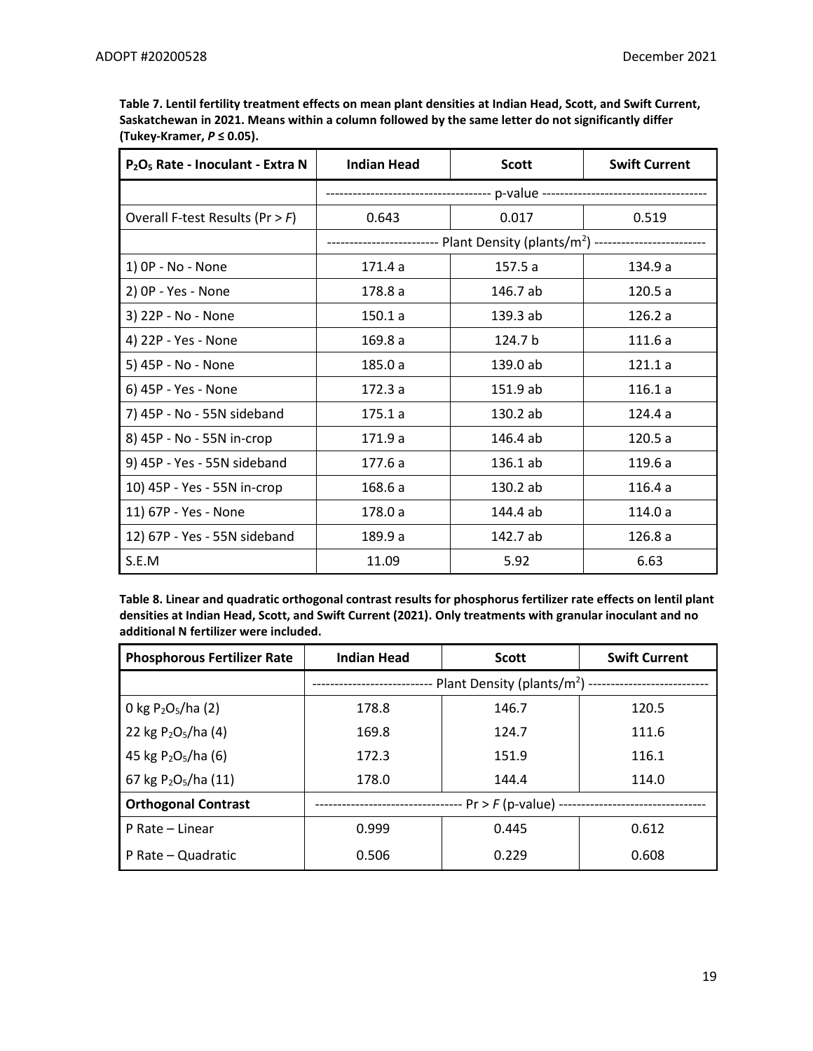**Table 7. Lentil fertility treatment effects on mean plant densities at Indian Head, Scott, and Swift Current, Saskatchewan in 2021. Means within a column followed by the same letter do not significantly differ (Tukey-Kramer, $P \leq 0.05$).**

| $P_2O_5$ Rate - Inoculant - Extra N | Indian Head | Scott | Swift Current |
|---|---|---|---|
| | ------------------ p-value ------------------ | | |
| Overall F-test Results (Pr > *F*) | 0.643 | 0.017 | 0.519 |
| | ------------ Plant Density (plants/$m^2$) ------------ | | |
| 1) 0P - No - None | 171.4 a | 157.5 a | 134.9 a |
| 2) 0P - Yes - None | 178.8 a | 146.7 ab | 120.5 a |
| 3) 22P - No - None | 150.1 a | 139.3 ab | 126.2 a |
| 4) 22P - Yes - None | 169.8 a | 124.7 b | 111.6 a |
| 5) 45P - No - None | 185.0 a | 139.0 ab | 121.1 a |
| 6) 45P - Yes - None | 172.3 a | 151.9 ab | 116.1 a |
| 7) 45P - No - 55N sideband | 175.1 a | 130.2 ab | 124.4 a |
| 8) 45P - No - 55N in-crop | 171.9 a | 146.4 ab | 120.5 a |
| 9) 45P - Yes - 55N sideband | 177.6 a | 136.1 ab | 119.6 a |
| 10) 45P - Yes - 55N in-crop | 168.6 a | 130.2 ab | 116.4 a |
| 11) 67P - Yes - None | 178.0 a | 144.4 ab | 114.0 a |
| 12) 67P - Yes - 55N sideband | 189.9 a | 142.7 ab | 126.8 a |
| S.E.M | 11.09 | 5.92 | 6.63 |

**Table 8. Linear and quadratic orthogonal contrast results for phosphorus fertilizer rate effects on lentil plant densities at Indian Head, Scott, and Swift Current (2021). Only treatments with granular inoculant and no additional N fertilizer were included.**

| Phosphorous Fertilizer Rate | Indian Head | Scott | Swift Current |
|---|---|---|---|
| | ------------ Plant Density (plants/$m^2$) ------------ | | |
| 0 kg $P_2O_5$/ha (2) | 178.8 | 146.7 | 120.5 |
| 22 kg $P_2O_5$/ha (4) | 169.8 | 124.7 | 111.6 |
| 45 kg $P_2O_5$/ha (6) | 172.3 | 151.9 | 116.1 |
| 67 kg $P_2O_5$/ha (11) | 178.0 | 144.4 | 114.0 |
| **Orthogonal Contrast** | ------------ Pr > *F* (p-value) ------------ | | |
| P Rate – Linear | 0.999 | 0.445 | 0.612 |
| P Rate – Quadratic | 0.506 | 0.229 | 0.608 |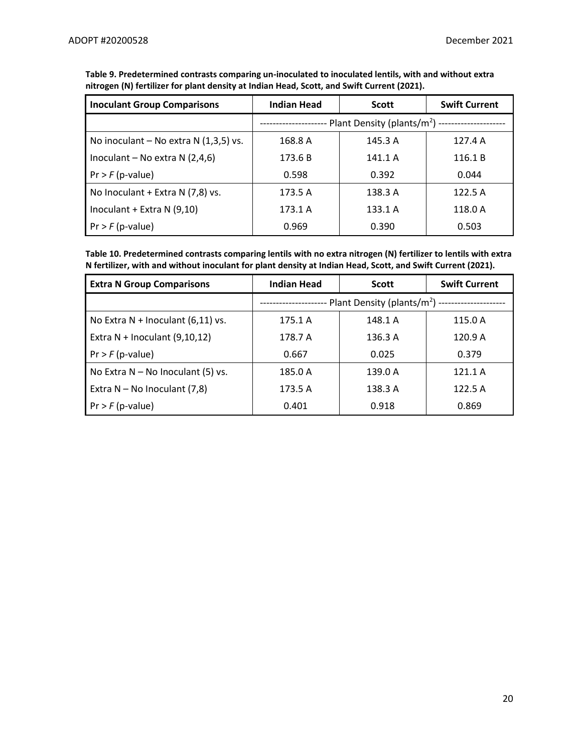**Table 9. Predetermined contrasts comparing un-inoculated to inoculated lentils, with and without extra nitrogen (N) fertilizer for plant density at Indian Head, Scott, and Swift Current (2021).**

| Inoculant Group Comparisons | Indian Head | Scott | Swift Current |
|---|---|---|---|
| | -------------------- Plant Density (plants/m$^2$) -------------------- | | |
| No inoculant – No extra N (1,3,5) vs. | 168.8 A | 145.3 A | 127.4 A |
| Inoculant – No extra N (2,4,6) | 173.6 B | 141.1 A | 116.1 B |
| Pr > *F* (p-value) | 0.598 | 0.392 | 0.044 |
| No Inoculant + Extra N (7,8) vs. | 173.5 A | 138.3 A | 122.5 A |
| Inoculant + Extra N (9,10) | 173.1 A | 133.1 A | 118.0 A |
| Pr > *F* (p-value) | 0.969 | 0.390 | 0.503 |

**Table 10. Predetermined contrasts comparing lentils with no extra nitrogen (N) fertilizer to lentils with extra N fertilizer, with and without inoculant for plant density at Indian Head, Scott, and Swift Current (2021).**

| Extra N Group Comparisons | Indian Head | Scott | Swift Current |
|---|---|---|---|
| | -------------------- Plant Density (plants/m$^2$) -------------------- | | |
| No Extra N + Inoculant (6,11) vs. | 175.1 A | 148.1 A | 115.0 A |
| Extra N + Inoculant (9,10,12) | 178.7 A | 136.3 A | 120.9 A |
| Pr > *F* (p-value) | 0.667 | 0.025 | 0.379 |
| No Extra N – No Inoculant (5) vs. | 185.0 A | 139.0 A | 121.1 A |
| Extra N – No Inoculant (7,8) | 173.5 A | 138.3 A | 122.5 A |
| Pr > *F* (p-value) | 0.401 | 0.918 | 0.869 |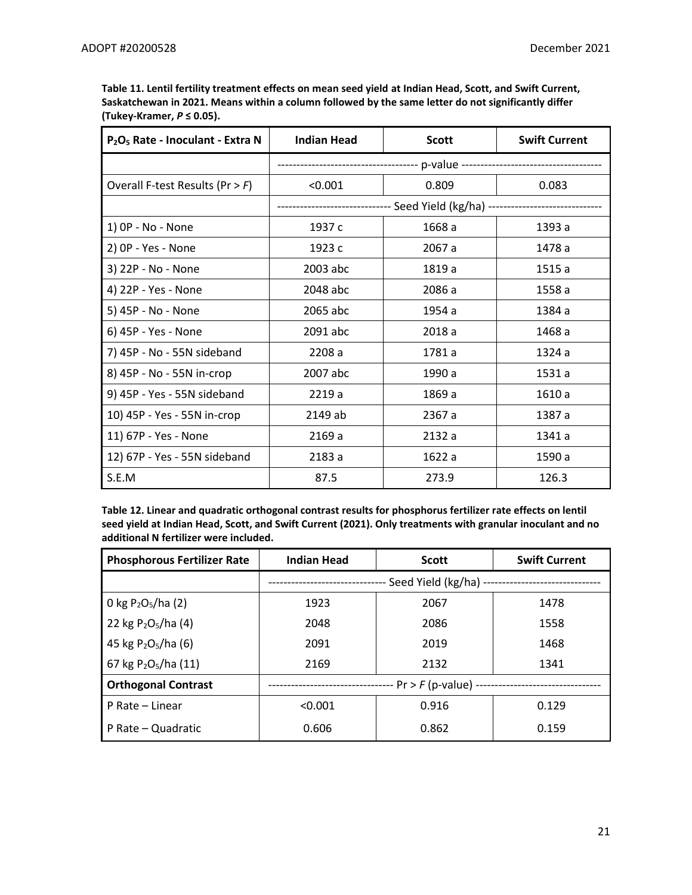**Table 11. Lentil fertility treatment effects on mean seed yield at Indian Head, Scott, and Swift Current, Saskatchewan in 2021. Means within a column followed by the same letter do not significantly differ (Tukey-Kramer, $P \leq 0.05$).**

| $P_2O_5$ Rate - Inoculant - Extra N | Indian Head | Scott | Swift Current |
|---|---|---|---|
| | ------------------------------------ p-value ------------------------------------ | | |
| Overall F-test Results ($Pr > F$) | <0.001 | 0.809 | 0.083 |
| | ----------------------------- Seed Yield (kg/ha) ----------------------------- | | |
| 1) 0P - No - None | 1937 c | 1668 a | 1393 a |
| 2) 0P - Yes - None | 1923 c | 2067 a | 1478 a |
| 3) 22P - No - None | 2003 abc | 1819 a | 1515 a |
| 4) 22P - Yes - None | 2048 abc | 2086 a | 1558 a |
| 5) 45P - No - None | 2065 abc | 1954 a | 1384 a |
| 6) 45P - Yes - None | 2091 abc | 2018 a | 1468 a |
| 7) 45P - No - 55N sideband | 2208 a | 1781 a | 1324 a |
| 8) 45P - No - 55N in-crop | 2007 abc | 1990 a | 1531 a |
| 9) 45P - Yes - 55N sideband | 2219 a | 1869 a | 1610 a |
| 10) 45P - Yes - 55N in-crop | 2149 ab | 2367 a | 1387 a |
| 11) 67P - Yes - None | 2169 a | 2132 a | 1341 a |
| 12) 67P - Yes - 55N sideband | 2183 a | 1622 a | 1590 a |
| S.E.M | 87.5 | 273.9 | 126.3 |

**Table 12. Linear and quadratic orthogonal contrast results for phosphorus fertilizer rate effects on lentil seed yield at Indian Head, Scott, and Swift Current (2021). Only treatments with granular inoculant and no additional N fertilizer were included.**

| Phosphorous Fertilizer Rate | Indian Head | Scott | Swift Current |
|---|---|---|---|
| | ------------------------------ Seed Yield (kg/ha) ------------------------------ | | |
| 0 kg $P_2O_5$/ha (2) | 1923 | 2067 | 1478 |
| 22 kg $P_2O_5$/ha (4) | 2048 | 2086 | 1558 |
| 45 kg $P_2O_5$/ha (6) | 2091 | 2019 | 1468 |
| 67 kg $P_2O_5$/ha (11) | 2169 | 2132 | 1341 |
| **Orthogonal Contrast** | -------------------------------- $Pr > F$ (p-value) -------------------------------- | | |
| P Rate – Linear | <0.001 | 0.916 | 0.129 |
| P Rate – Quadratic | 0.606 | 0.862 | 0.159 |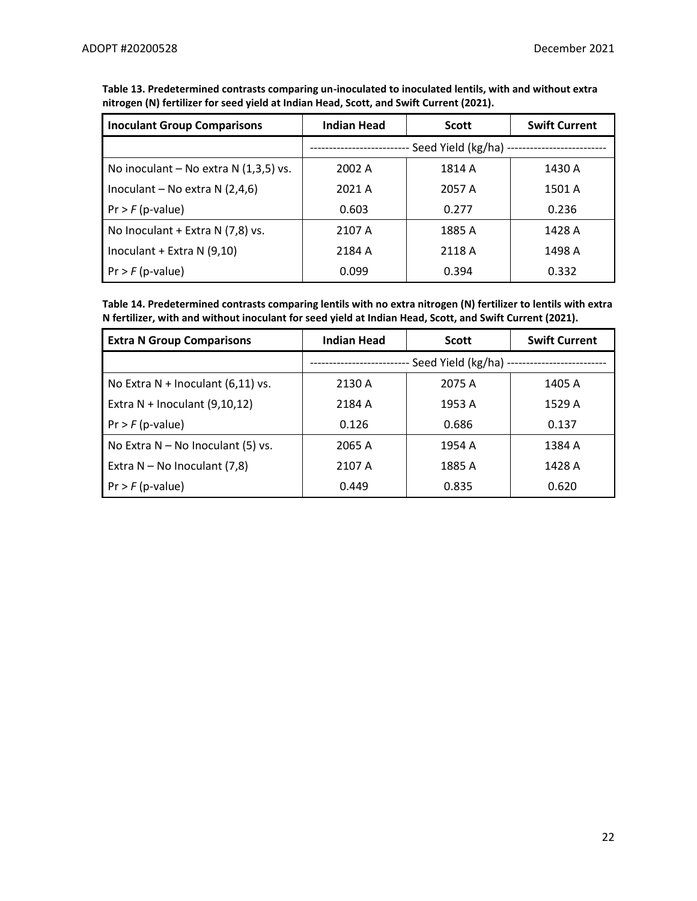**Table 13. Predetermined contrasts comparing un-inoculated to inoculated lentils, with and without extra nitrogen (N) fertilizer for seed yield at Indian Head, Scott, and Swift Current (2021).**

| Inoculant Group Comparisons | Indian Head | Scott | Swift Current |
|---|---|---|---|
| | ------------------------- Seed Yield (kg/ha) | ------------------------- | |
| No inoculant – No extra N (1,3,5) vs. | 2002 A | 1814 A | 1430 A |
| Inoculant – No extra N (2,4,6) | 2021 A | 2057 A | 1501 A |
| Pr > *F* (p-value) | 0.603 | 0.277 | 0.236 |
| No Inoculant + Extra N (7,8) vs. | 2107 A | 1885 A | 1428 A |
| Inoculant + Extra N (9,10) | 2184 A | 2118 A | 1498 A |
| Pr > *F* (p-value) | 0.099 | 0.394 | 0.332 |

**Table 14. Predetermined contrasts comparing lentils with no extra nitrogen (N) fertilizer to lentils with extra N fertilizer, with and without inoculant for seed yield at Indian Head, Scott, and Swift Current (2021).**

| Extra N Group Comparisons | Indian Head | Scott | Swift Current |
|---|---|---|---|
| | ------------------------- Seed Yield (kg/ha) | ------------------------- | |
| No Extra N + Inoculant (6,11) vs. | 2130 A | 2075 A | 1405 A |
| Extra N + Inoculant (9,10,12) | 2184 A | 1953 A | 1529 A |
| Pr > *F* (p-value) | 0.126 | 0.686 | 0.137 |
| No Extra N – No Inoculant (5) vs. | 2065 A | 1954 A | 1384 A |
| Extra N – No Inoculant (7,8) | 2107 A | 1885 A | 1428 A |
| Pr > *F* (p-value) | 0.449 | 0.835 | 0.620 |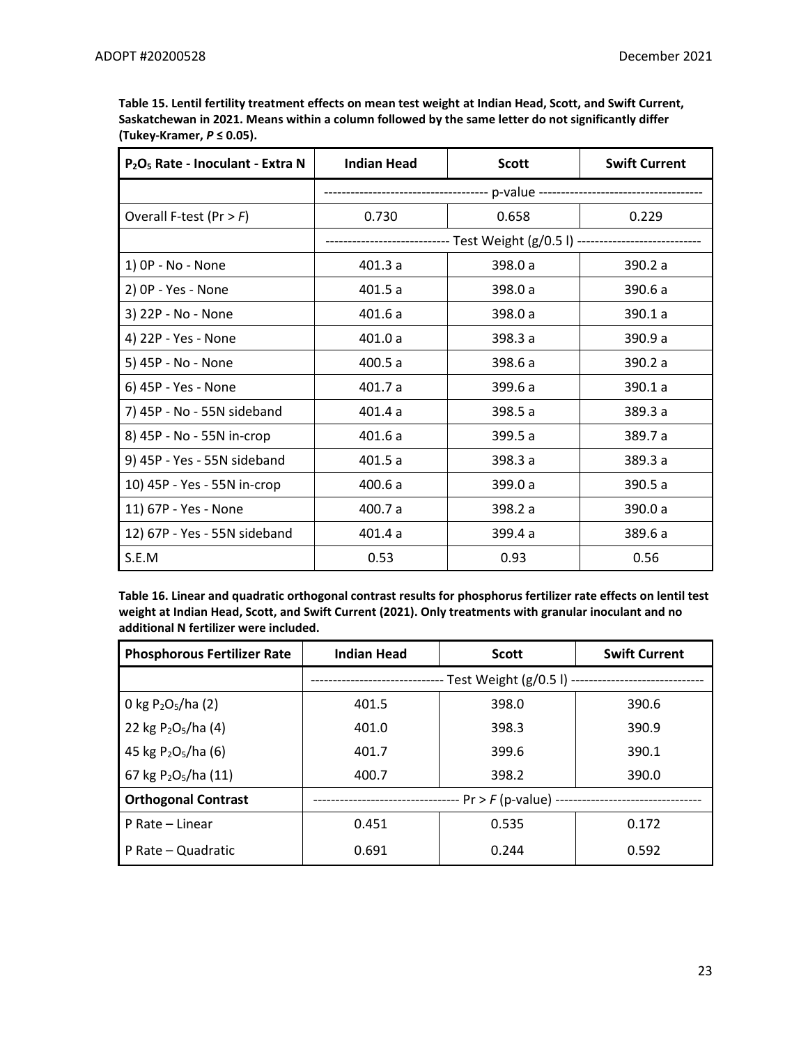**Table 15. Lentil fertility treatment effects on mean test weight at Indian Head, Scott, and Swift Current, Saskatchewan in 2021. Means within a column followed by the same letter do not significantly differ (Tukey-Kramer, $P \leq 0.05$).**

| $P_2O_5$ Rate - Inoculant - Extra N | Indian Head | Scott | Swift Current |
|---|---|---|---|
| | p-value | | |
| Overall F-test ($Pr > F$) | 0.730 | 0.658 | 0.229 |
| | Test Weight (g/0.5 l) | | |
| 1) 0P - No - None | 401.3 a | 398.0 a | 390.2 a |
| 2) 0P - Yes - None | 401.5 a | 398.0 a | 390.6 a |
| 3) 22P - No - None | 401.6 a | 398.0 a | 390.1 a |
| 4) 22P - Yes - None | 401.0 a | 398.3 a | 390.9 a |
| 5) 45P - No - None | 400.5 a | 398.6 a | 390.2 a |
| 6) 45P - Yes - None | 401.7 a | 399.6 a | 390.1 a |
| 7) 45P - No - 55N sideband | 401.4 a | 398.5 a | 389.3 a |
| 8) 45P - No - 55N in-crop | 401.6 a | 399.5 a | 389.7 a |
| 9) 45P - Yes - 55N sideband | 401.5 a | 398.3 a | 389.3 a |
| 10) 45P - Yes - 55N in-crop | 400.6 a | 399.0 a | 390.5 a |
| 11) 67P - Yes - None | 400.7 a | 398.2 a | 390.0 a |
| 12) 67P - Yes - 55N sideband | 401.4 a | 399.4 a | 389.6 a |
| S.E.M | 0.53 | 0.93 | 0.56 |

**Table 16. Linear and quadratic orthogonal contrast results for phosphorus fertilizer rate effects on lentil test weight at Indian Head, Scott, and Swift Current (2021). Only treatments with granular inoculant and no additional N fertilizer were included.**

| Phosphorous Fertilizer Rate | Indian Head | Scott | Swift Current |
|---|---|---|---|
| | Test Weight (g/0.5 l) | | |
| 0 kg $P_2O_5$/ha (2) | 401.5 | 398.0 | 390.6 |
| 22 kg $P_2O_5$/ha (4) | 401.0 | 398.3 | 390.9 |
| 45 kg $P_2O_5$/ha (6) | 401.7 | 399.6 | 390.1 |
| 67 kg $P_2O_5$/ha (11) | 400.7 | 398.2 | 390.0 |
| **Orthogonal Contrast** | $Pr > F$ (p-value) | | |
| P Rate – Linear | 0.451 | 0.535 | 0.172 |
| P Rate – Quadratic | 0.691 | 0.244 | 0.592 |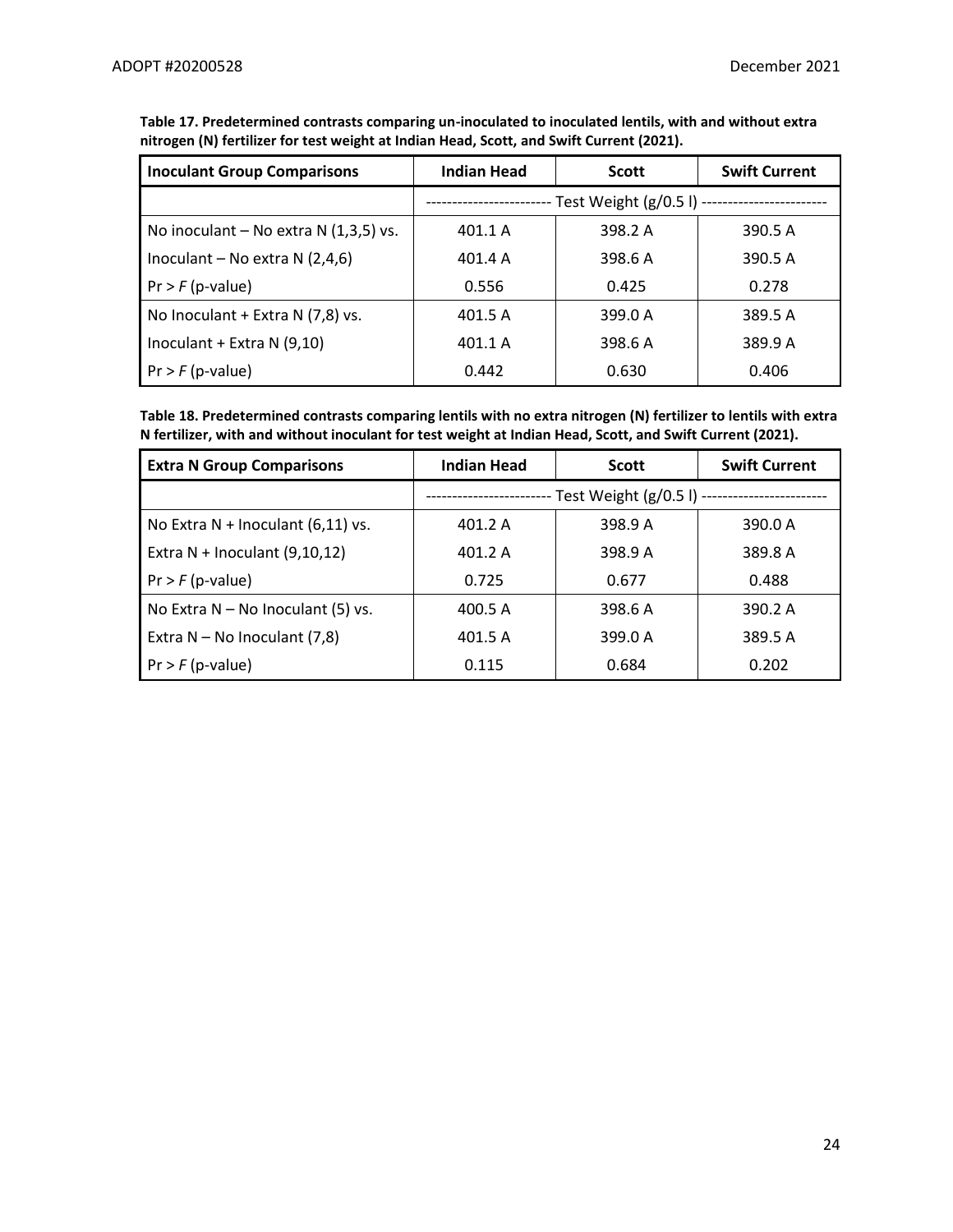**Table 17. Predetermined contrasts comparing un-inoculated to inoculated lentils, with and without extra nitrogen (N) fertilizer for test weight at Indian Head, Scott, and Swift Current (2021).**

| Inoculant Group Comparisons | Indian Head | Scott | Swift Current |
|---|---|---|---|
| | ------------------------ Test Weight (g/0.5 l) ------------------------ | | |
| No inoculant – No extra N (1,3,5) vs. | 401.1 A | 398.2 A | 390.5 A |
| Inoculant – No extra N (2,4,6) | 401.4 A | 398.6 A | 390.5 A |
| Pr > *F* (p-value) | 0.556 | 0.425 | 0.278 |
| No Inoculant + Extra N (7,8) vs. | 401.5 A | 399.0 A | 389.5 A |
| Inoculant + Extra N (9,10) | 401.1 A | 398.6 A | 389.9 A |
| Pr > *F* (p-value) | 0.442 | 0.630 | 0.406 |

**Table 18. Predetermined contrasts comparing lentils with no extra nitrogen (N) fertilizer to lentils with extra N fertilizer, with and without inoculant for test weight at Indian Head, Scott, and Swift Current (2021).**

| Extra N Group Comparisons | Indian Head | Scott | Swift Current |
|---|---|---|---|
| | ------------------------ Test Weight (g/0.5 l) ------------------------ | | |
| No Extra N + Inoculant (6,11) vs. | 401.2 A | 398.9 A | 390.0 A |
| Extra N + Inoculant (9,10,12) | 401.2 A | 398.9 A | 389.8 A |
| Pr > *F* (p-value) | 0.725 | 0.677 | 0.488 |
| No Extra N – No Inoculant (5) vs. | 400.5 A | 398.6 A | 390.2 A |
| Extra N – No Inoculant (7,8) | 401.5 A | 399.0 A | 389.5 A |
| Pr > *F* (p-value) | 0.115 | 0.684 | 0.202 |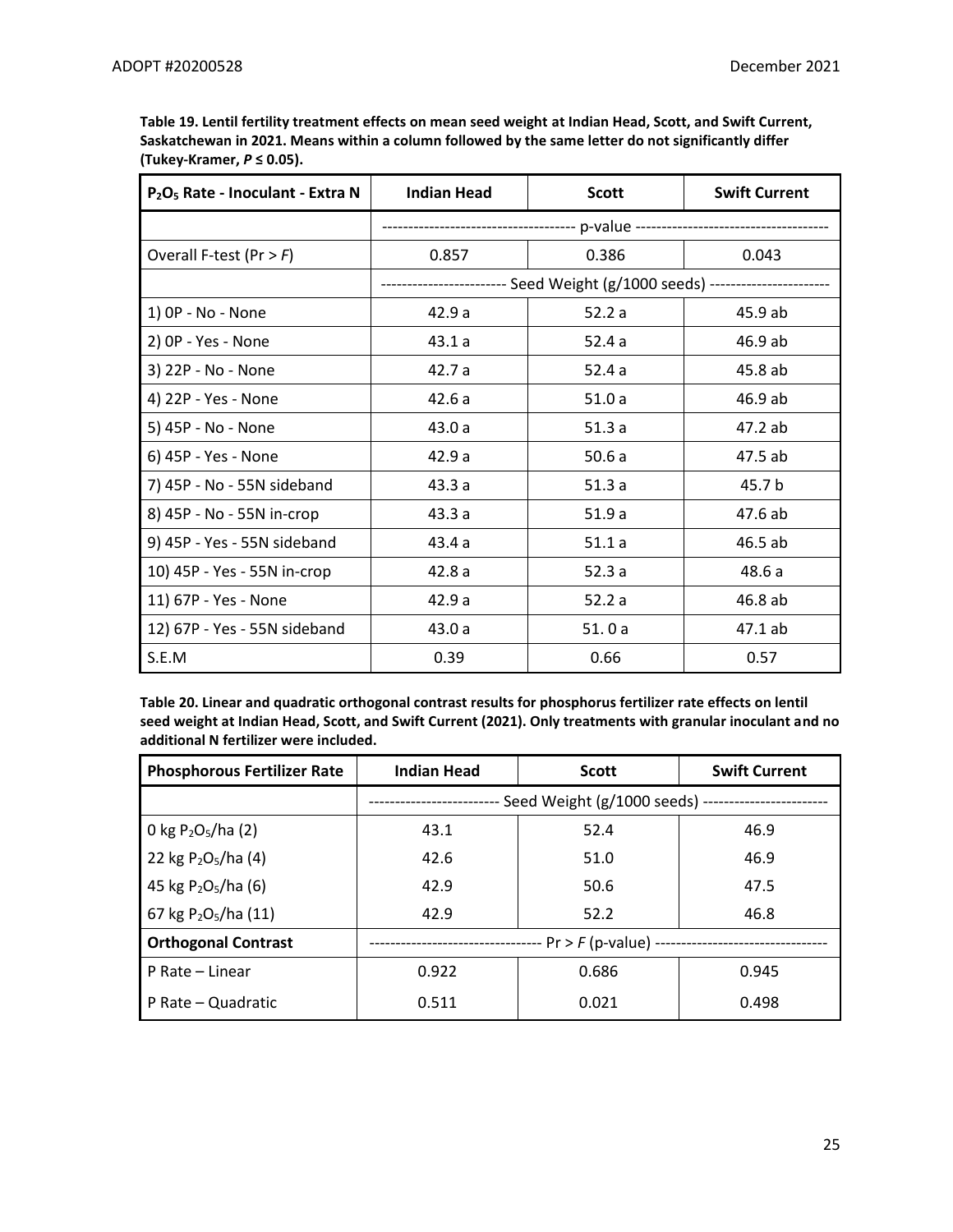**Table 19. Lentil fertility treatment effects on mean seed weight at Indian Head, Scott, and Swift Current, Saskatchewan in 2021. Means within a column followed by the same letter do not significantly differ (Tukey-Kramer, $P \leq 0.05$).**

| $P_2O_5$ Rate - Inoculant - Extra N | Indian Head | Scott | Swift Current |
|---|---|---|---|
| | ---------- p-value ---------- | | |
| Overall F-test ($Pr > F$) | 0.857 | 0.386 | 0.043 |
| | ---------- Seed Weight (g/1000 seeds) ---------- | | |
| 1) 0P - No - None | 42.9 a | 52.2 a | 45.9 ab |
| 2) 0P - Yes - None | 43.1 a | 52.4 a | 46.9 ab |
| 3) 22P - No - None | 42.7 a | 52.4 a | 45.8 ab |
| 4) 22P - Yes - None | 42.6 a | 51.0 a | 46.9 ab |
| 5) 45P - No - None | 43.0 a | 51.3 a | 47.2 ab |
| 6) 45P - Yes - None | 42.9 a | 50.6 a | 47.5 ab |
| 7) 45P - No - 55N sideband | 43.3 a | 51.3 a | 45.7 b |
| 8) 45P - No - 55N in-crop | 43.3 a | 51.9 a | 47.6 ab |
| 9) 45P - Yes - 55N sideband | 43.4 a | 51.1 a | 46.5 ab |
| 10) 45P - Yes - 55N in-crop | 42.8 a | 52.3 a | 48.6 a |
| 11) 67P - Yes - None | 42.9 a | 52.2 a | 46.8 ab |
| 12) 67P - Yes - 55N sideband | 43.0 a | 51. 0 a | 47.1 ab |
| S.E.M | 0.39 | 0.66 | 0.57 |

**Table 20. Linear and quadratic orthogonal contrast results for phosphorus fertilizer rate effects on lentil seed weight at Indian Head, Scott, and Swift Current (2021). Only treatments with granular inoculant and no additional N fertilizer were included.**

| Phosphorous Fertilizer Rate | Indian Head | Scott | Swift Current |
|---|---|---|---|
| | ---------- Seed Weight (g/1000 seeds) ---------- | | |
| 0 kg $P_2O_5$/ha (2) | 43.1 | 52.4 | 46.9 |
| 22 kg $P_2O_5$/ha (4) | 42.6 | 51.0 | 46.9 |
| 45 kg $P_2O_5$/ha (6) | 42.9 | 50.6 | 47.5 |
| 67 kg $P_2O_5$/ha (11) | 42.9 | 52.2 | 46.8 |
| **Orthogonal Contrast** | ---------- $Pr > F$ (p-value) ---------- | | |
| P Rate – Linear | 0.922 | 0.686 | 0.945 |
| P Rate – Quadratic | 0.511 | 0.021 | 0.498 |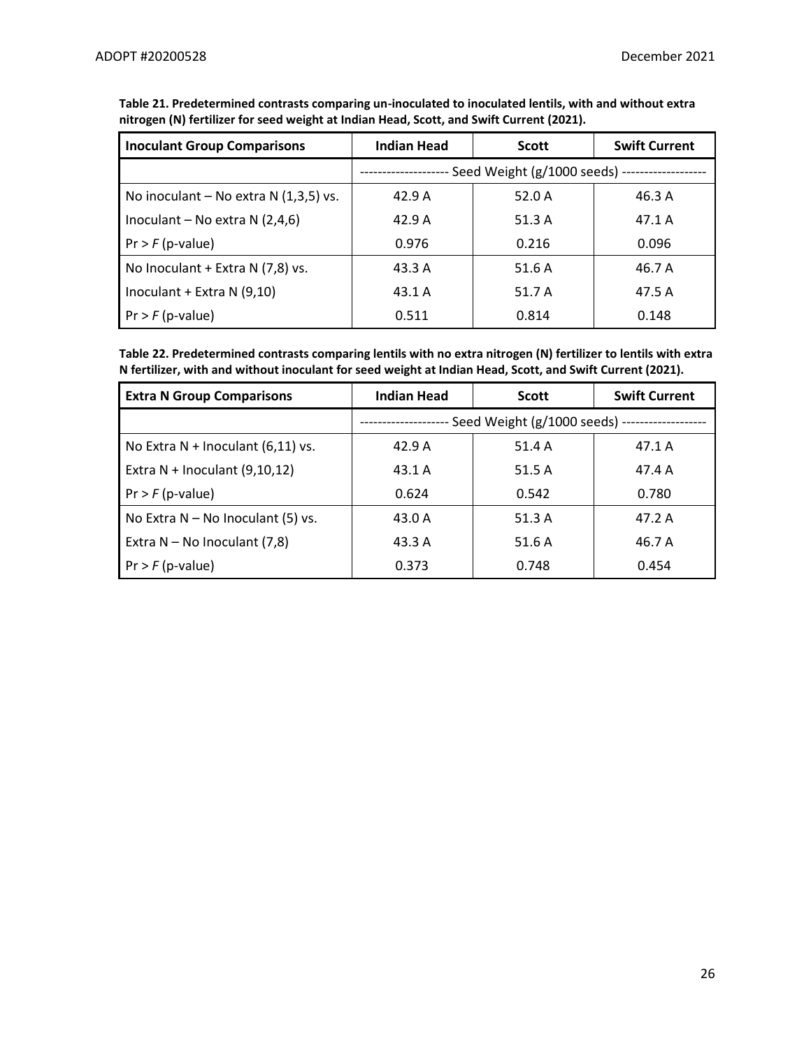**Table 21. Predetermined contrasts comparing un-inoculated to inoculated lentils, with and without extra nitrogen (N) fertilizer for seed weight at Indian Head, Scott, and Swift Current (2021).**

| Inoculant Group Comparisons | Indian Head | Scott | Swift Current |
|---|---|---|---|
| | ------------------- Seed Weight (g/1000 seeds) ------------------- | | |
| No inoculant – No extra N (1,3,5) vs. | 42.9 A | 52.0 A | 46.3 A |
| Inoculant – No extra N (2,4,6) | 42.9 A | 51.3 A | 47.1 A |
| Pr > *F* (p-value) | 0.976 | 0.216 | 0.096 |
| No Inoculant + Extra N (7,8) vs. | 43.3 A | 51.6 A | 46.7 A |
| Inoculant + Extra N (9,10) | 43.1 A | 51.7 A | 47.5 A |
| Pr > *F* (p-value) | 0.511 | 0.814 | 0.148 |

**Table 22. Predetermined contrasts comparing lentils with no extra nitrogen (N) fertilizer to lentils with extra N fertilizer, with and without inoculant for seed weight at Indian Head, Scott, and Swift Current (2021).**

| Extra N Group Comparisons | Indian Head | Scott | Swift Current |
|---|---|---|---|
| | ------------------- Seed Weight (g/1000 seeds) ------------------- | | |
| No Extra N + Inoculant (6,11) vs. | 42.9 A | 51.4 A | 47.1 A |
| Extra N + Inoculant (9,10,12) | 43.1 A | 51.5 A | 47.4 A |
| Pr > *F* (p-value) | 0.624 | 0.542 | 0.780 |
| No Extra N – No Inoculant (5) vs. | 43.0 A | 51.3 A | 47.2 A |
| Extra N – No Inoculant (7,8) | 43.3 A | 51.6 A | 46.7 A |
| Pr > *F* (p-value) | 0.373 | 0.748 | 0.454 |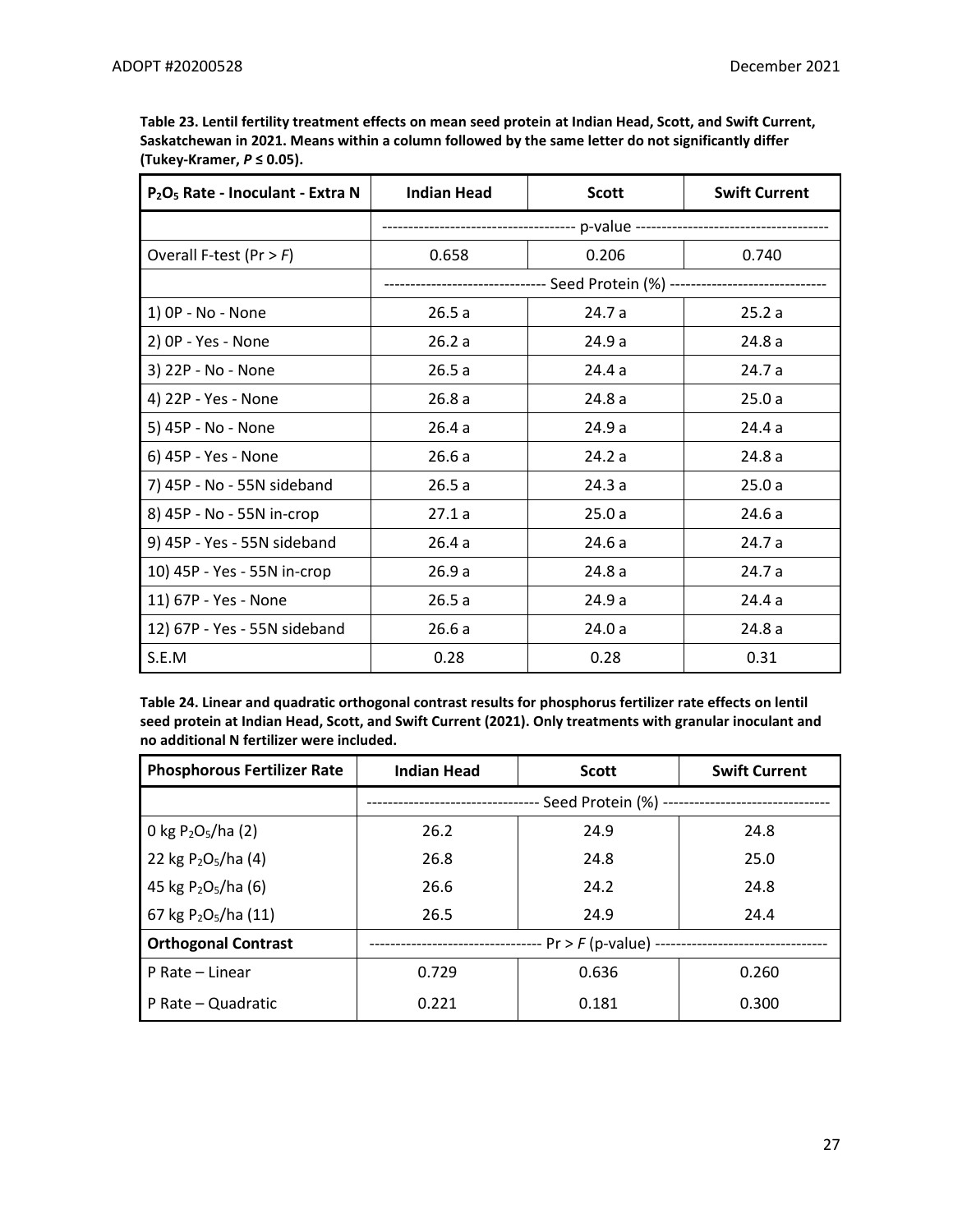**Table 23. Lentil fertility treatment effects on mean seed protein at Indian Head, Scott, and Swift Current, Saskatchewan in 2021. Means within a column followed by the same letter do not significantly differ (Tukey-Kramer, $P \leq 0.05$).**

| $P_2O_5$ Rate - Inoculant - Extra N | Indian Head | Scott | Swift Current |
|---|---|---|---|
| | ---------- p-value ---------- | | |
| Overall F-test ($Pr > F$) | 0.658 | 0.206 | 0.740 |
| | ---------- Seed Protein (%) ---------- | | |
| 1) 0P - No - None | 26.5 a | 24.7 a | 25.2 a |
| 2) 0P - Yes - None | 26.2 a | 24.9 a | 24.8 a |
| 3) 22P - No - None | 26.5 a | 24.4 a | 24.7 a |
| 4) 22P - Yes - None | 26.8 a | 24.8 a | 25.0 a |
| 5) 45P - No - None | 26.4 a | 24.9 a | 24.4 a |
| 6) 45P - Yes - None | 26.6 a | 24.2 a | 24.8 a |
| 7) 45P - No - 55N sideband | 26.5 a | 24.3 a | 25.0 a |
| 8) 45P - No - 55N in-crop | 27.1 a | 25.0 a | 24.6 a |
| 9) 45P - Yes - 55N sideband | 26.4 a | 24.6 a | 24.7 a |
| 10) 45P - Yes - 55N in-crop | 26.9 a | 24.8 a | 24.7 a |
| 11) 67P - Yes - None | 26.5 a | 24.9 a | 24.4 a |
| 12) 67P - Yes - 55N sideband | 26.6 a | 24.0 a | 24.8 a |
| S.E.M | 0.28 | 0.28 | 0.31 |

**Table 24. Linear and quadratic orthogonal contrast results for phosphorus fertilizer rate effects on lentil seed protein at Indian Head, Scott, and Swift Current (2021). Only treatments with granular inoculant and no additional N fertilizer were included.**

| Phosphorous Fertilizer Rate | Indian Head | Scott | Swift Current |
|---|---|---|---|
| | ---------- Seed Protein (%) ---------- | | |
| 0 kg $P_2O_5$/ha (2) | 26.2 | 24.9 | 24.8 |
| 22 kg $P_2O_5$/ha (4) | 26.8 | 24.8 | 25.0 |
| 45 kg $P_2O_5$/ha (6) | 26.6 | 24.2 | 24.8 |
| 67 kg $P_2O_5$/ha (11) | 26.5 | 24.9 | 24.4 |
| **Orthogonal Contrast** | ---------- $Pr > F$ (p-value) ---------- | | |
| P Rate – Linear | 0.729 | 0.636 | 0.260 |
| P Rate – Quadratic | 0.221 | 0.181 | 0.300 |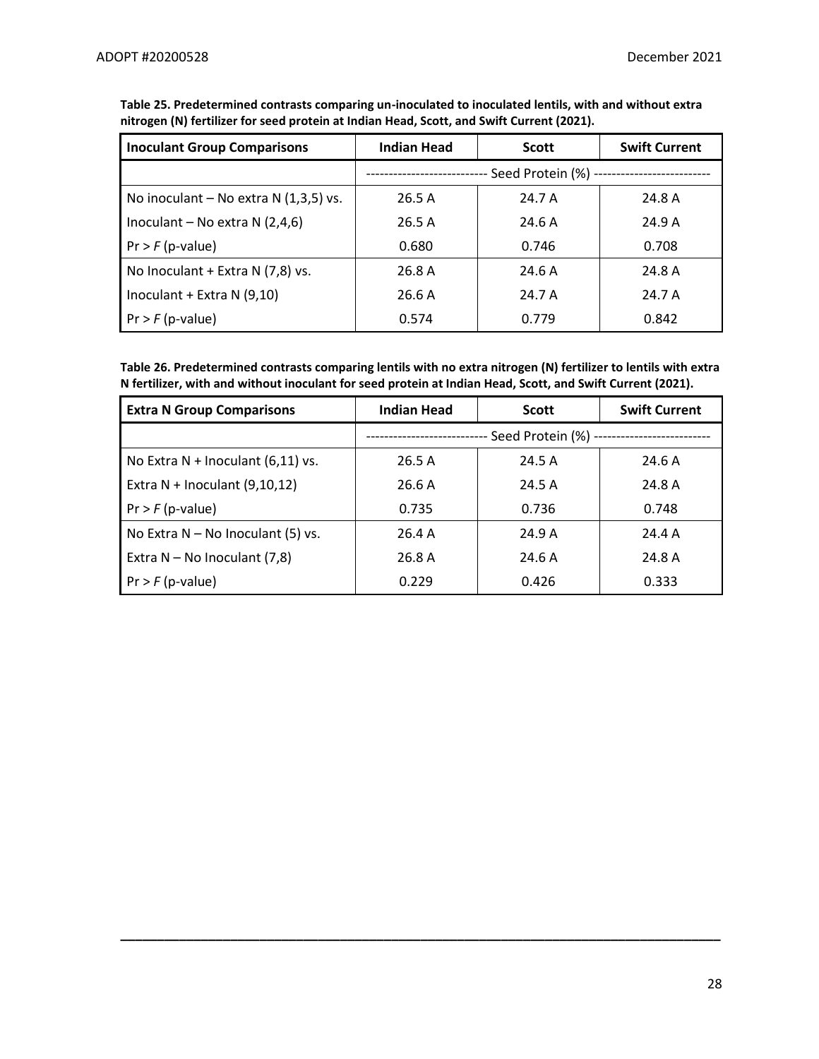**Table 25. Predetermined contrasts comparing un-inoculated to inoculated lentils, with and without extra nitrogen (N) fertilizer for seed protein at Indian Head, Scott, and Swift Current (2021).**

| Inoculant Group Comparisons | Indian Head | Scott | Swift Current |
|---|---|---|---|
| | ---------------------------- Seed Protein (%) | ---------------------------- | |
| No inoculant – No extra N (1,3,5) vs. | 26.5 A | 24.7 A | 24.8 A |
| Inoculant – No extra N (2,4,6) | 26.5 A | 24.6 A | 24.9 A |
| Pr > *F* (p-value) | 0.680 | 0.746 | 0.708 |
| No Inoculant + Extra N (7,8) vs. | 26.8 A | 24.6 A | 24.8 A |
| Inoculant + Extra N (9,10) | 26.6 A | 24.7 A | 24.7 A |
| Pr > *F* (p-value) | 0.574 | 0.779 | 0.842 |

**Table 26. Predetermined contrasts comparing lentils with no extra nitrogen (N) fertilizer to lentils with extra N fertilizer, with and without inoculant for seed protein at Indian Head, Scott, and Swift Current (2021).**

| Extra N Group Comparisons | Indian Head | Scott | Swift Current |
|---|---|---|---|
| | ---------------------------- Seed Protein (%) | ---------------------------- | |
| No Extra N + Inoculant (6,11) vs. | 26.5 A | 24.5 A | 24.6 A |
| Extra N + Inoculant (9,10,12) | 26.6 A | 24.5 A | 24.8 A |
| Pr > *F* (p-value) | 0.735 | 0.736 | 0.748 |
| No Extra N – No Inoculant (5) vs. | 26.4 A | 24.9 A | 24.4 A |
| Extra N – No Inoculant (7,8) | 26.8 A | 24.6 A | 24.8 A |
| Pr > *F* (p-value) | 0.229 | 0.426 | 0.333 |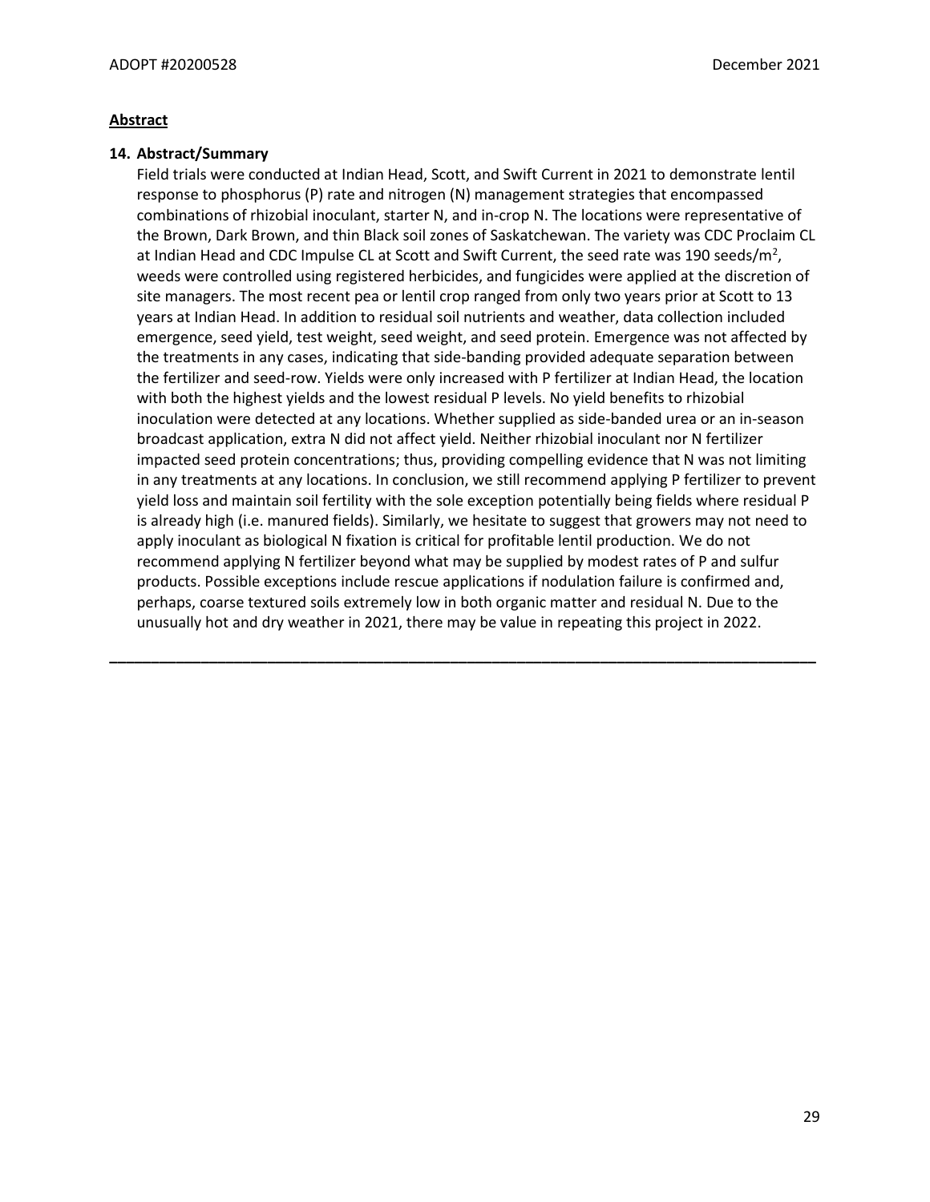## Abstract

### 14. Abstract/Summary

Field trials were conducted at Indian Head, Scott, and Swift Current in 2021 to demonstrate lentil response to phosphorus (P) rate and nitrogen (N) management strategies that encompassed combinations of rhizobial inoculant, starter N, and in-crop N. The locations were representative of the Brown, Dark Brown, and thin Black soil zones of Saskatchewan. The variety was CDC Proclaim CL at Indian Head and CDC Impulse CL at Scott and Swift Current, the seed rate was 190 seeds/$m^2$, weeds were controlled using registered herbicides, and fungicides were applied at the discretion of site managers. The most recent pea or lentil crop ranged from only two years prior at Scott to 13 years at Indian Head. In addition to residual soil nutrients and weather, data collection included emergence, seed yield, test weight, seed weight, and seed protein. Emergence was not affected by the treatments in any cases, indicating that side-banding provided adequate separation between the fertilizer and seed-row. Yields were only increased with P fertilizer at Indian Head, the location with both the highest yields and the lowest residual P levels. No yield benefits to rhizobial inoculation were detected at any locations. Whether supplied as side-banded urea or an in-season broadcast application, extra N did not affect yield. Neither rhizobial inoculant nor N fertilizer impacted seed protein concentrations; thus, providing compelling evidence that N was not limiting in any treatments at any locations. In conclusion, we still recommend applying P fertilizer to prevent yield loss and maintain soil fertility with the sole exception potentially being fields where residual P is already high (i.e. manured fields). Similarly, we hesitate to suggest that growers may not need to apply inoculant as biological N fixation is critical for profitable lentil production. We do not recommend applying N fertilizer beyond what may be supplied by modest rates of P and sulfur products. Possible exceptions include rescue applications if nodulation failure is confirmed and, perhaps, coarse textured soils extremely low in both organic matter and residual N. Due to the unusually hot and dry weather in 2021, there may be value in repeating this project in 2022.